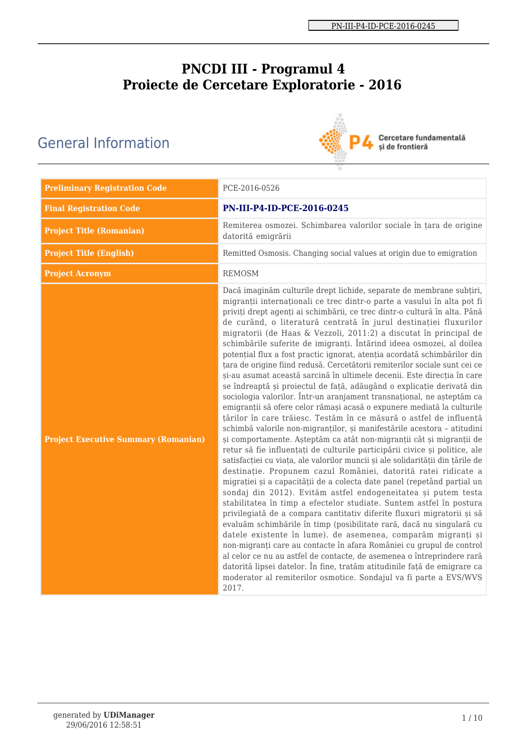PN-III-P4-ID-PCE-2016-0245

# PNCDI III - Programul 4
# Proiecte de Cercetare Exploratorie - 2016

## General Information

P4 Cercetare fundamentală și de frontieră

| | |
|---|---|
| **Preliminary Registration Code** | PCE-2016-0526 |
| **Final Registration Code** | **PN-III-P4-ID-PCE-2016-0245** |
| **Project Title (Romanian)** | Remiterea osmozei. Schimbarea valorilor sociale în țara de origine datorită emigrării |
| **Project Title (English)** | Remitted Osmosis. Changing social values at origin due to emigration |
| **Project Acronym** | REMOSM |
| **Project Executive Summary (Romanian)** | Dacă imaginăm culturile drept lichide, separate de membrane subțiri, migranții internaționali ce trec dintr-o parte a vasului în alta pot fi priviți drept agenți ai schimbării, ce trec dintr-o cultură în alta. Până de curând, o literatură centrată în jurul destinației fluxurilor migratorii (de Haas & Vezzoli, 2011:2) a discutat în principal de schimbările suferite de imigranți. Întărind ideea osmozei, al doilea potențial flux a fost practic ignorat, atenția acordată schimbărilor din țara de origine fiind redusă. Cercetătorii remiterilor sociale sunt cei ce și-au asumat această sarcină în ultimele decenii. Este direcția în care se îndreaptă și proiectul de față, adăugând o explicație derivată din sociologia valorilor. Într-un aranjament transnațional, ne așteptăm ca emigranții să ofere celor rămași acasă o expunere mediată la culturile țărilor în care trăiesc. Testăm în ce măsură o astfel de influență schimbă valorile non-migranților, și manifestările acestora – atitudini și comportamente. Așteptăm ca atât non-migranții cât și migranții de retur să fie influențați de culturile participării civice și politice, ale satisfacției cu viața, ale valorilor muncii și ale solidarității din țările de destinație. Propunem cazul României, datorită ratei ridicate a migrației și a capacității de a colecta date panel (repetând parțial un sondaj din 2012). Evităm astfel endogeneitatea și putem testa stabilitatea în timp a efectelor studiate. Suntem astfel în postura privilegiată de a compara cantitativ diferite fluxuri migratorii și să evaluăm schimbările în timp (posibilitate rară, dacă nu singulară cu datele existente în lume). de asemenea, comparăm migranți și non-migranți care au contacte în afara României cu grupul de control al celor ce nu au astfel de contacte, de asemenea o întreprindere rară datorită lipsei datelor. În fine, tratăm atitudinile față de emigrare ca moderator al remiterilor osmotice. Sondajul va fi parte a EVS/WVS 2017. |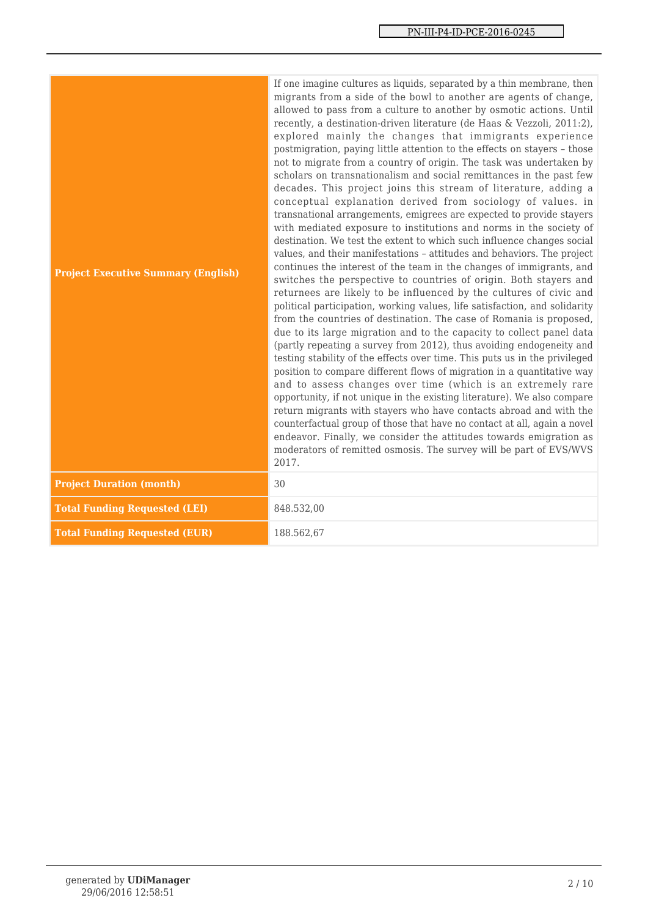| | |
|---|---|
| **Project Executive Summary (English)** | If one imagine cultures as liquids, separated by a thin membrane, then migrants from a side of the bowl to another are agents of change, allowed to pass from a culture to another by osmotic actions. Until recently, a destination-driven literature (de Haas & Vezzoli, 2011:2), explored mainly the changes that immigrants experience postmigration, paying little attention to the effects on stayers – those not to migrate from a country of origin. The task was undertaken by scholars on transnationalism and social remittances in the past few decades. This project joins this stream of literature, adding a conceptual explanation derived from sociology of values. in transnational arrangements, emigrees are expected to provide stayers with mediated exposure to institutions and norms in the society of destination. We test the extent to which such influence changes social values, and their manifestations – attitudes and behaviors. The project continues the interest of the team in the changes of immigrants, and switches the perspective to countries of origin. Both stayers and returnees are likely to be influenced by the cultures of civic and political participation, working values, life satisfaction, and solidarity from the countries of destination. The case of Romania is proposed, due to its large migration and to the capacity to collect panel data (partly repeating a survey from 2012), thus avoiding endogeneity and testing stability of the effects over time. This puts us in the privileged position to compare different flows of migration in a quantitative way and to assess changes over time (which is an extremely rare opportunity, if not unique in the existing literature). We also compare return migrants with stayers who have contacts abroad and with the counterfactual group of those that have no contact at all, again a novel endeavor. Finally, we consider the attitudes towards emigration as moderators of remitted osmosis. The survey will be part of EVS/WVS 2017. |
| **Project Duration (month)** | 30 |
| **Total Funding Requested (LEI)** | 848.532,00 |
| **Total Funding Requested (EUR)** | 188.562,67 |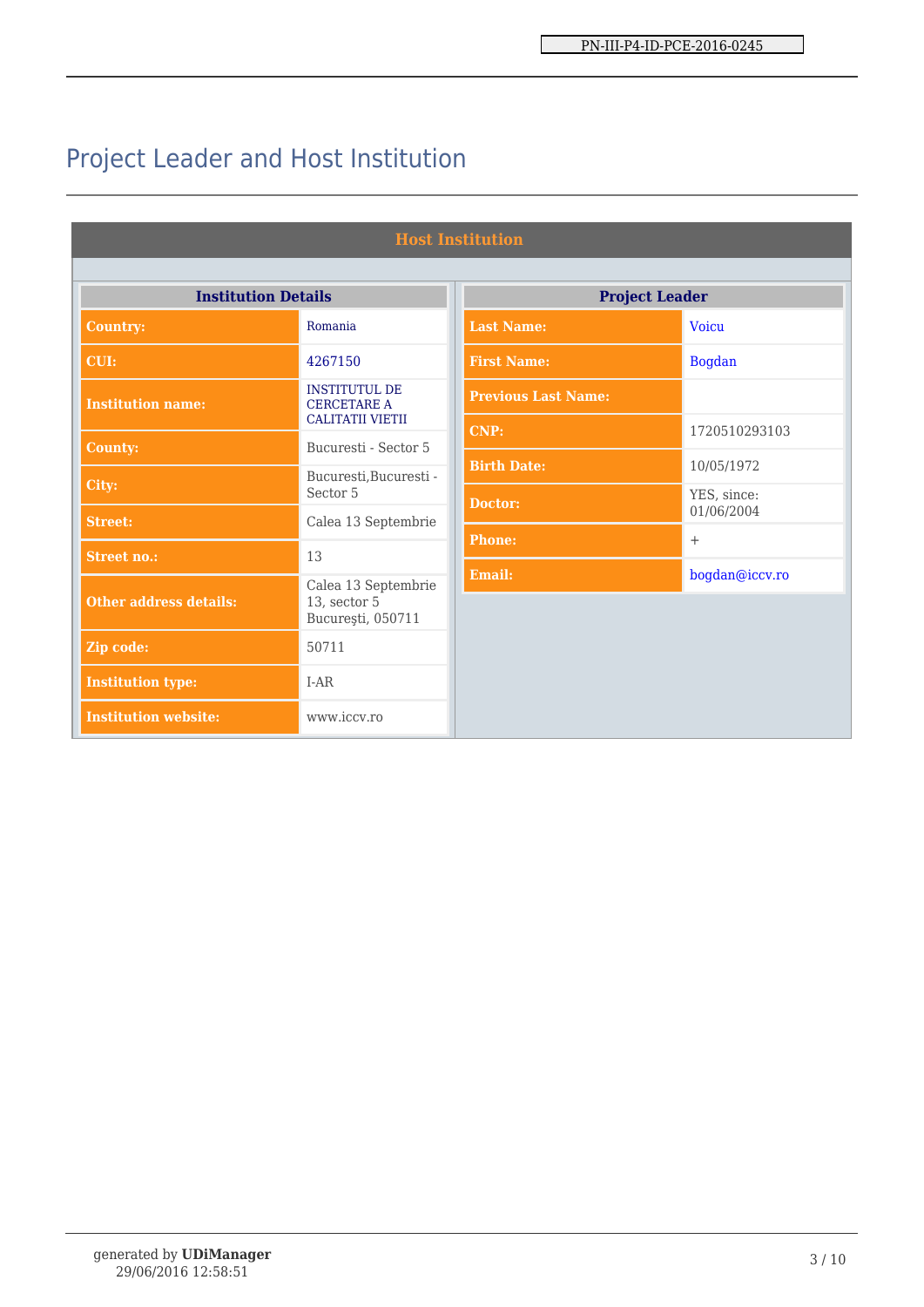# Project Leader and Host Institution

## Host Institution

**Institution Details**

| Field | Value |
|---|---|
| Country: | Romania |
| CUI: | 4267150 |
| Institution name: | INSTITUTUL DE CERCETARE A CALITATII VIETII |
| County: | Bucuresti - Sector 5 |
| City: | Bucuresti,Bucuresti - Sector 5 |
| Street: | Calea 13 Septembrie |
| Street no.: | 13 |
| Other address details: | Calea 13 Septembrie 13, sector 5 Bucureşti, 050711 |
| Zip code: | 50711 |
| Institution type: | I-AR |
| Institution website: | www.iccv.ro |

**Project Leader**

| Field | Value |
|---|---|
| Last Name: | Voicu |
| First Name: | Bogdan |
| Previous Last Name: | |
| CNP: | 1720510293103 |
| Birth Date: | 10/05/1972 |
| Doctor: | YES, since: 01/06/2004 |
| Phone: | + |
| Email: | bogdan@iccv.ro |

generated by **UDiManager**
29/06/2016 12:58:51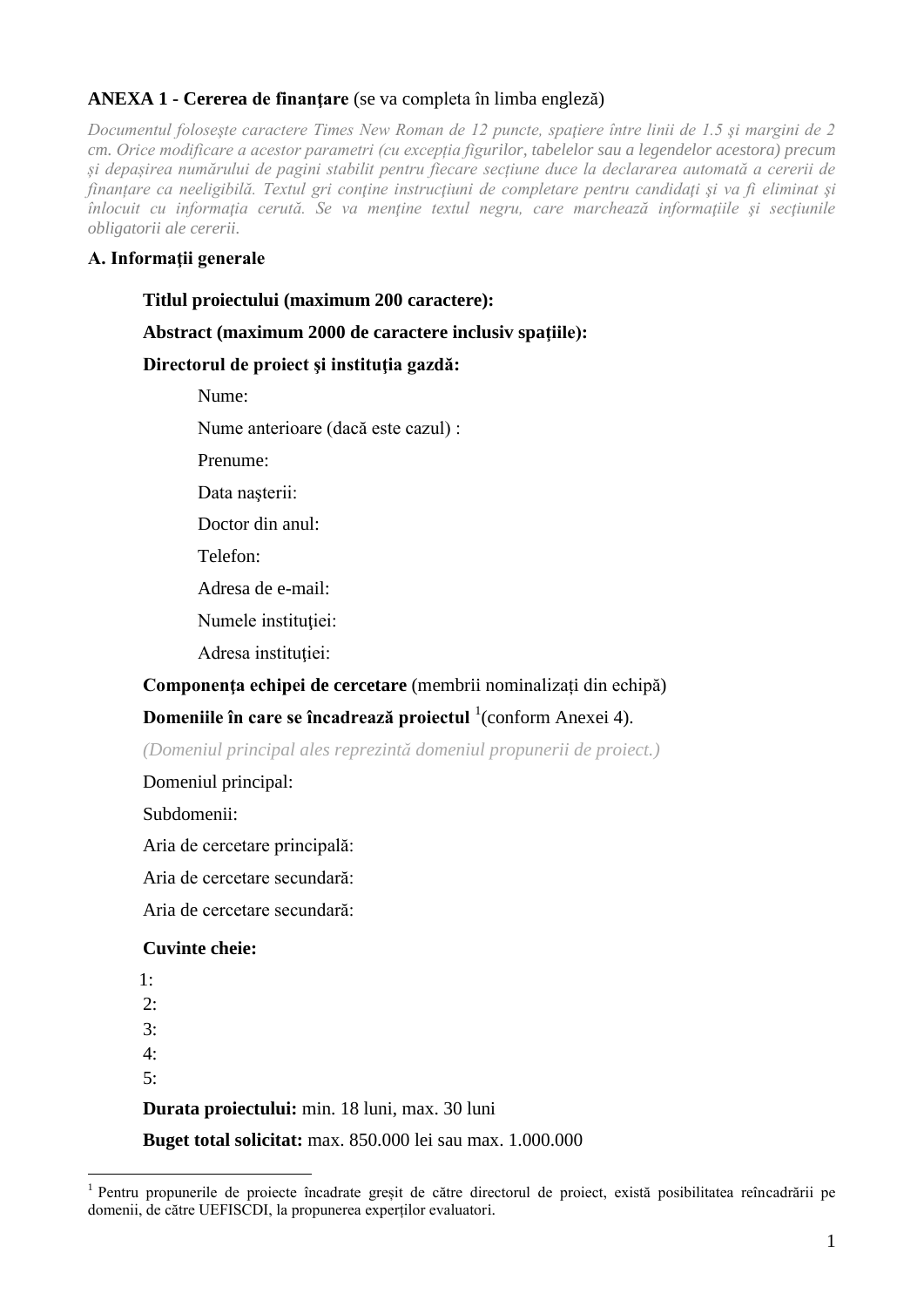**ANEXA 1 - Cererea de finanțare** (se va completa în limba engleză)

*Documentul folosește caractere Times New Roman de 12 puncte, spațiere între linii de 1.5 și margini de 2 cm. Orice modificare a acestor parametri (cu excepția figurilor, tabelelor sau a legendelor acestora) precum și depașirea numărului de pagini stabilit pentru fiecare secțiune duce la declararea automată a cererii de finanțare ca neeligibilă. Textul gri conține instrucțiuni de completare pentru candidați și va fi eliminat și înlocuit cu informația cerută. Se va menține textul negru, care marchează informațiile și secțiunile obligatorii ale cererii.*

**A. Informații generale**

**Titlul proiectului (maximum 200 caractere):**

**Abstract (maximum 2000 de caractere inclusiv spațiile):**

**Directorul de proiect și instituția gazdă:**

Nume:

Nume anterioare (dacă este cazul) :

Prenume:

Data nașterii:

Doctor din anul:

Telefon:

Adresa de e-mail:

Numele instituției:

Adresa instituției:

**Componența echipei de cercetare** (membrii nominalizați din echipă)

**Domeniile în care se încadrează proiectul** [1](conform Anexei 4).

*(Domeniul principal ales reprezintă domeniul propunerii de proiect.)*

Domeniul principal:

Subdomenii:

Aria de cercetare principală:

Aria de cercetare secundară:

Aria de cercetare secundară:

**Cuvinte cheie:**

1:
2:
3:
4:
5:

**Durata proiectului:** min. 18 luni, max. 30 luni

**Buget total solicitat:** max. 850.000 lei sau max. 1.000.000

[1] Pentru propunerile de proiecte încadrate greșit de către directorul de proiect, există posibilitatea reîncadrării pe domenii, de către UEFISCDI, la propunerea experților evaluatori.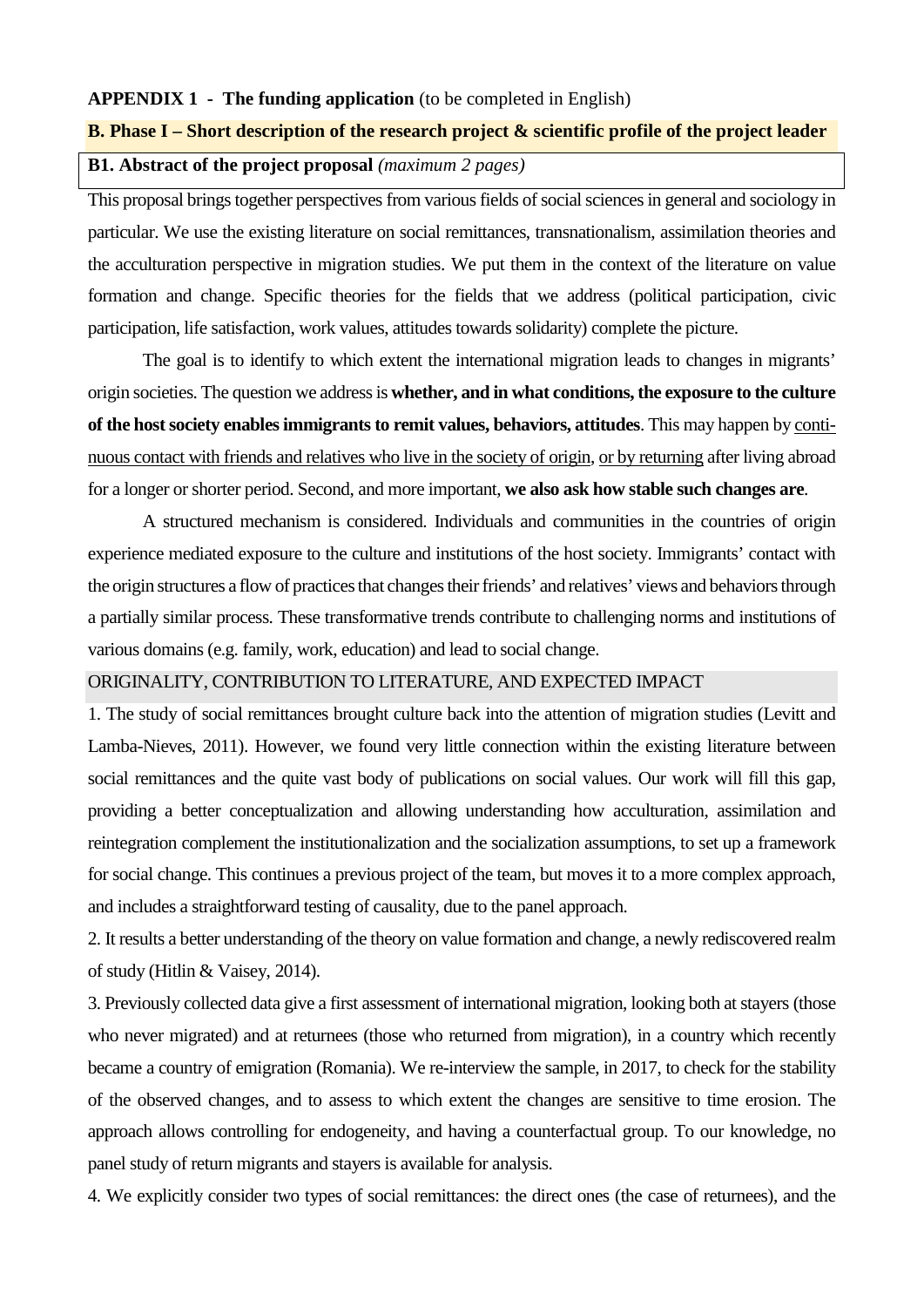**APPENDIX 1 - The funding application** (to be completed in English)

**B. Phase I – Short description of the research project & scientific profile of the project leader**

**B1. Abstract of the project proposal** *(maximum 2 pages)*

This proposal brings together perspectives from various fields of social sciences in general and sociology in particular. We use the existing literature on social remittances, transnationalism, assimilation theories and the acculturation perspective in migration studies. We put them in the context of the literature on value formation and change. Specific theories for the fields that we address (political participation, civic participation, life satisfaction, work values, attitudes towards solidarity) complete the picture.

The goal is to identify to which extent the international migration leads to changes in migrants' origin societies. The question we address is **whether, and in what conditions, the exposure to the culture of the host society enables immigrants to remit values, behaviors, attitudes**. This may happen by continuous contact with friends and relatives who live in the society of origin, or by returning after living abroad for a longer or shorter period. Second, and more important, **we also ask how stable such changes are**.

A structured mechanism is considered. Individuals and communities in the countries of origin experience mediated exposure to the culture and institutions of the host society. Immigrants' contact with the origin structures a flow of practices that changes their friends' and relatives' views and behaviors through a partially similar process. These transformative trends contribute to challenging norms and institutions of various domains (e.g. family, work, education) and lead to social change.

ORIGINALITY, CONTRIBUTION TO LITERATURE, AND EXPECTED IMPACT

1. The study of social remittances brought culture back into the attention of migration studies (Levitt and Lamba-Nieves, 2011). However, we found very little connection within the existing literature between social remittances and the quite vast body of publications on social values. Our work will fill this gap, providing a better conceptualization and allowing understanding how acculturation, assimilation and reintegration complement the institutionalization and the socialization assumptions, to set up a framework for social change. This continues a previous project of the team, but moves it to a more complex approach, and includes a straightforward testing of causality, due to the panel approach.

2. It results a better understanding of the theory on value formation and change, a newly rediscovered realm of study (Hitlin & Vaisey, 2014).

3. Previously collected data give a first assessment of international migration, looking both at stayers (those who never migrated) and at returnees (those who returned from migration), in a country which recently became a country of emigration (Romania). We re-interview the sample, in 2017, to check for the stability of the observed changes, and to assess to which extent the changes are sensitive to time erosion. The approach allows controlling for endogeneity, and having a counterfactual group. To our knowledge, no panel study of return migrants and stayers is available for analysis.

4. We explicitly consider two types of social remittances: the direct ones (the case of returnees), and the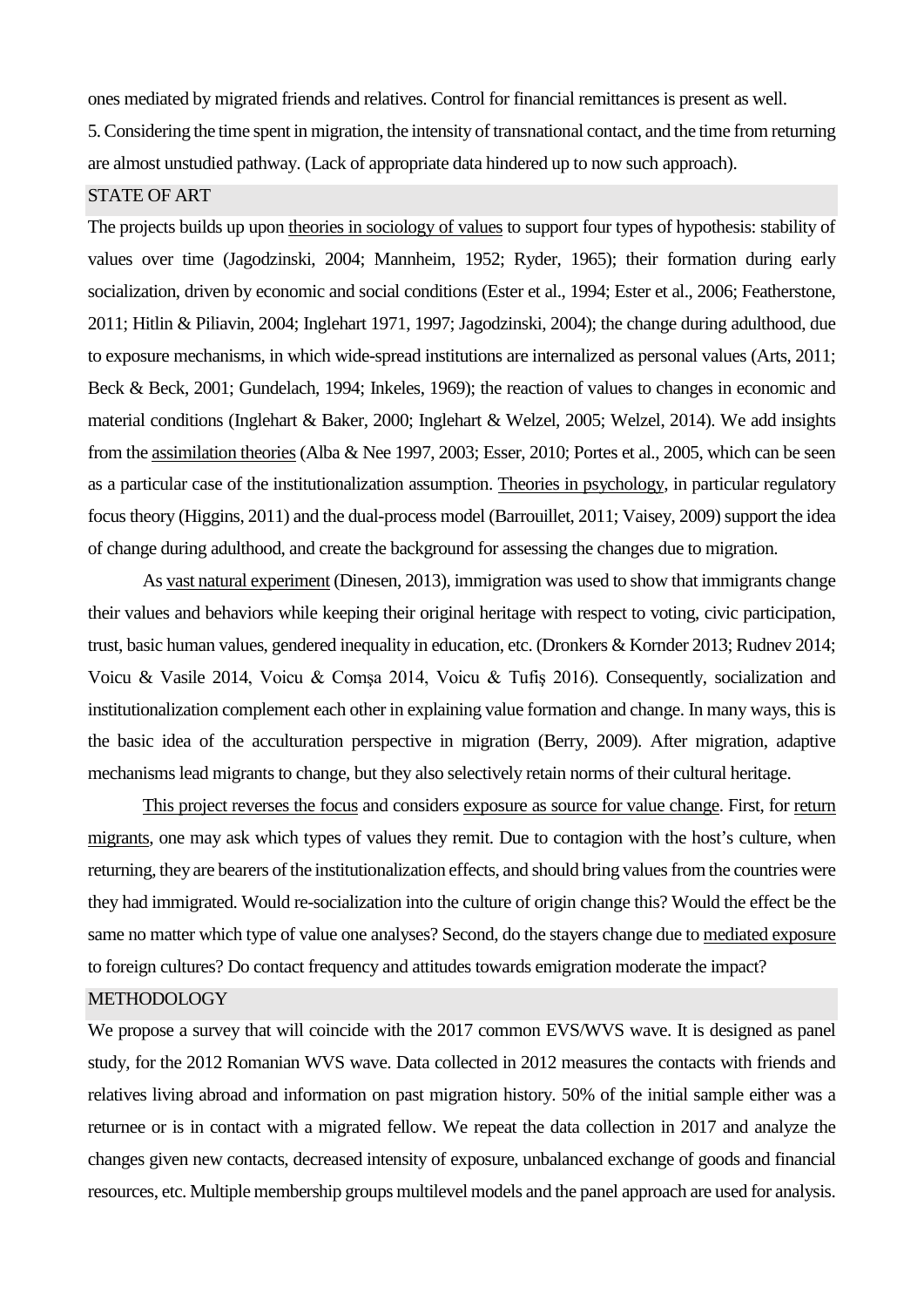ones mediated by migrated friends and relatives. Control for financial remittances is present as well.

5. Considering the time spent in migration, the intensity of transnational contact, and the time from returning are almost unstudied pathway. (Lack of appropriate data hindered up to now such approach).

## STATE OF ART

The projects builds up upon <u>theories in sociology of values</u> to support four types of hypothesis: stability of values over time (Jagodzinski, 2004; Mannheim, 1952; Ryder, 1965); their formation during early socialization, driven by economic and social conditions (Ester et al., 1994; Ester et al., 2006; Featherstone, 2011; Hitlin & Piliavin, 2004; Inglehart 1971, 1997; Jagodzinski, 2004); the change during adulthood, due to exposure mechanisms, in which wide-spread institutions are internalized as personal values (Arts, 2011; Beck & Beck, 2001; Gundelach, 1994; Inkeles, 1969); the reaction of values to changes in economic and material conditions (Inglehart & Baker, 2000; Inglehart & Welzel, 2005; Welzel, 2014). We add insights from the <u>assimilation theories</u> (Alba & Nee 1997, 2003; Esser, 2010; Portes et al., 2005, which can be seen as a particular case of the institutionalization assumption. <u>Theories in psychology</u>, in particular regulatory focus theory (Higgins, 2011) and the dual-process model (Barrouillet, 2011; Vaisey, 2009) support the idea of change during adulthood, and create the background for assessing the changes due to migration.

As <u>vast natural experiment</u> (Dinesen, 2013), immigration was used to show that immigrants change their values and behaviors while keeping their original heritage with respect to voting, civic participation, trust, basic human values, gendered inequality in education, etc. (Dronkers & Kornder 2013; Rudnev 2014; Voicu & Vasile 2014, Voicu & Comșa 2014, Voicu & Tufiş 2016). Consequently, socialization and institutionalization complement each other in explaining value formation and change. In many ways, this is the basic idea of the acculturation perspective in migration (Berry, 2009). After migration, adaptive mechanisms lead migrants to change, but they also selectively retain norms of their cultural heritage.

<u>This project reverses the focus</u> and considers <u>exposure as source for value change</u>. First, for <u>return migrants</u>, one may ask which types of values they remit. Due to contagion with the host's culture, when returning, they are bearers of the institutionalization effects, and should bring values from the countries were they had immigrated. Would re-socialization into the culture of origin change this? Would the effect be the same no matter which type of value one analyses? Second, do the stayers change due to <u>mediated exposure</u> to foreign cultures? Do contact frequency and attitudes towards emigration moderate the impact?

## METHODOLOGY

We propose a survey that will coincide with the 2017 common EVS/WVS wave. It is designed as panel study, for the 2012 Romanian WVS wave. Data collected in 2012 measures the contacts with friends and relatives living abroad and information on past migration history. 50% of the initial sample either was a returnee or is in contact with a migrated fellow. We repeat the data collection in 2017 and analyze the changes given new contacts, decreased intensity of exposure, unbalanced exchange of goods and financial resources, etc. Multiple membership groups multilevel models and the panel approach are used for analysis.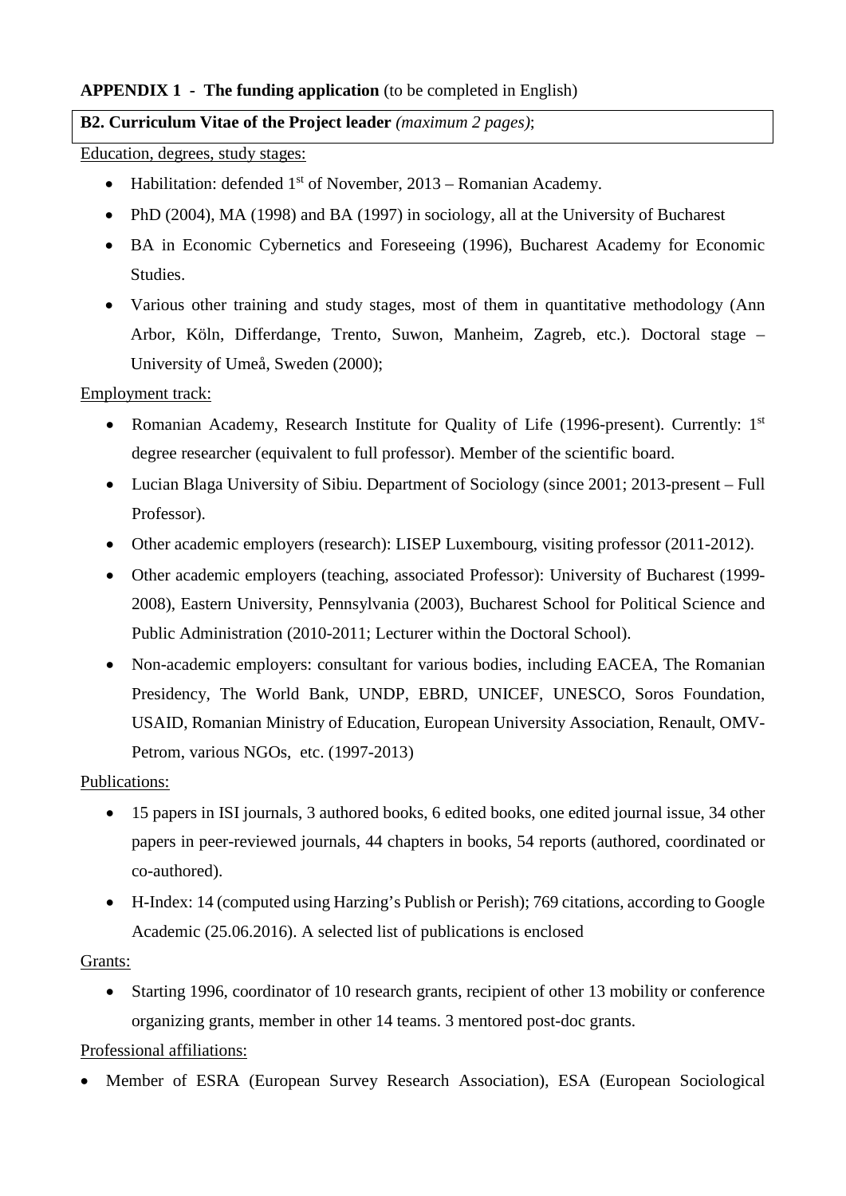**APPENDIX 1 - The funding application** (to be completed in English)

**B2. Curriculum Vitae of the Project leader** *(maximum 2 pages)*;

Education, degrees, study stages:

- Habilitation: defended 1st of November, 2013 – Romanian Academy.
- PhD (2004), MA (1998) and BA (1997) in sociology, all at the University of Bucharest
- BA in Economic Cybernetics and Foreseeing (1996), Bucharest Academy for Economic Studies.
- Various other training and study stages, most of them in quantitative methodology (Ann Arbor, Köln, Differdange, Trento, Suwon, Manheim, Zagreb, etc.). Doctoral stage – University of Umeå, Sweden (2000);

Employment track:

- Romanian Academy, Research Institute for Quality of Life (1996-present). Currently: 1st degree researcher (equivalent to full professor). Member of the scientific board.
- Lucian Blaga University of Sibiu. Department of Sociology (since 2001; 2013-present – Full Professor).
- Other academic employers (research): LISEP Luxembourg, visiting professor (2011-2012).
- Other academic employers (teaching, associated Professor): University of Bucharest (1999-2008), Eastern University, Pennsylvania (2003), Bucharest School for Political Science and Public Administration (2010-2011; Lecturer within the Doctoral School).
- Non-academic employers: consultant for various bodies, including EACEA, The Romanian Presidency, The World Bank, UNDP, EBRD, UNICEF, UNESCO, Soros Foundation, USAID, Romanian Ministry of Education, European University Association, Renault, OMV-Petrom, various NGOs, etc. (1997-2013)

Publications:

- 15 papers in ISI journals, 3 authored books, 6 edited books, one edited journal issue, 34 other papers in peer-reviewed journals, 44 chapters in books, 54 reports (authored, coordinated or co-authored).
- H-Index: 14 (computed using Harzing's Publish or Perish); 769 citations, according to Google Academic (25.06.2016). A selected list of publications is enclosed

Grants:

- Starting 1996, coordinator of 10 research grants, recipient of other 13 mobility or conference organizing grants, member in other 14 teams. 3 mentored post-doc grants.

Professional affiliations:

- Member of ESRA (European Survey Research Association), ESA (European Sociological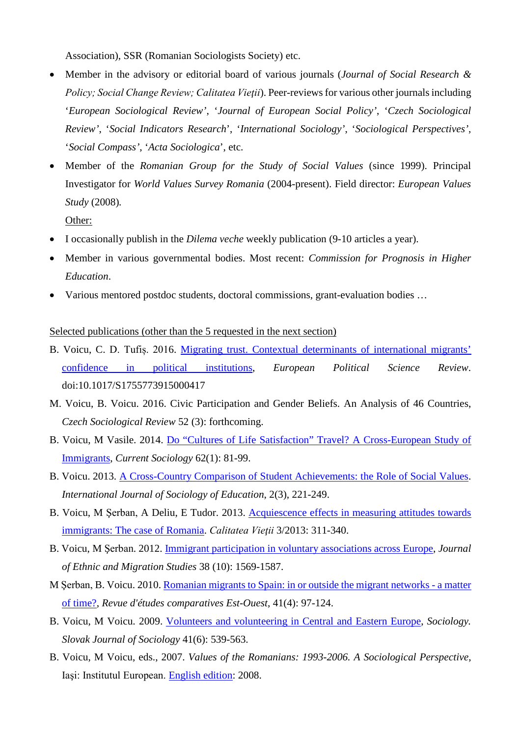Association), SSR (Romanian Sociologists Society) etc.

- Member in the advisory or editorial board of various journals (*Journal of Social Research & Policy; Social Change Review; Calitatea Vieţii*). Peer-reviews for various other journals including '*European Sociological Review*', '*Journal of European Social Policy*', '*Czech Sociological Review*', '*Social Indicators Research*', '*International Sociology*', '*Sociological Perspectives*', '*Social Compass*', '*Acta Sociologica*', etc.
- Member of the *Romanian Group for the Study of Social Values* (since 1999). Principal Investigator for *World Values Survey Romania* (2004-present). Field director: *European Values Study* (2008).

Other:

- I occasionally publish in the *Dilema veche* weekly publication (9-10 articles a year).
- Member in various governmental bodies. Most recent: *Commission for Prognosis in Higher Education*.
- Various mentored postdoc students, doctoral commissions, grant-evaluation bodies …

Selected publications (other than the 5 requested in the next section)

B. Voicu, C. D. Tufiş. 2016. Migrating trust. Contextual determinants of international migrants' confidence in political institutions, *European Political Science Review*. doi:10.1017/S1755773915000417

M. Voicu, B. Voicu. 2016. Civic Participation and Gender Beliefs. An Analysis of 46 Countries, *Czech Sociological Review* 52 (3): forthcoming.

B. Voicu, M Vasile. 2014. Do "Cultures of Life Satisfaction" Travel? A Cross-European Study of Immigrants, *Current Sociology* 62(1): 81-99.

B. Voicu. 2013. A Cross-Country Comparison of Student Achievements: the Role of Social Values. *International Journal of Sociology of Education*, 2(3), 221-249.

B. Voicu, M Şerban, A Deliu, E Tudor. 2013. Acquiescence effects in measuring attitudes towards immigrants: The case of Romania. *Calitatea Vieţii* 3/2013: 311-340.

B. Voicu, M Şerban. 2012. Immigrant participation in voluntary associations across Europe, *Journal of Ethnic and Migration Studies* 38 (10): 1569-1587.

M Şerban, B. Voicu. 2010. Romanian migrants to Spain: in or outside the migrant networks - a matter of time?, *Revue d'études comparatives Est-Ouest*, 41(4): 97-124.

B. Voicu, M Voicu. 2009. Volunteers and volunteering in Central and Eastern Europe, *Sociology. Slovak Journal of Sociology* 41(6): 539-563.

B. Voicu, M Voicu, eds., 2007. *Values of the Romanians: 1993-2006. A Sociological Perspective*, Iaşi: Institutul European. English edition: 2008.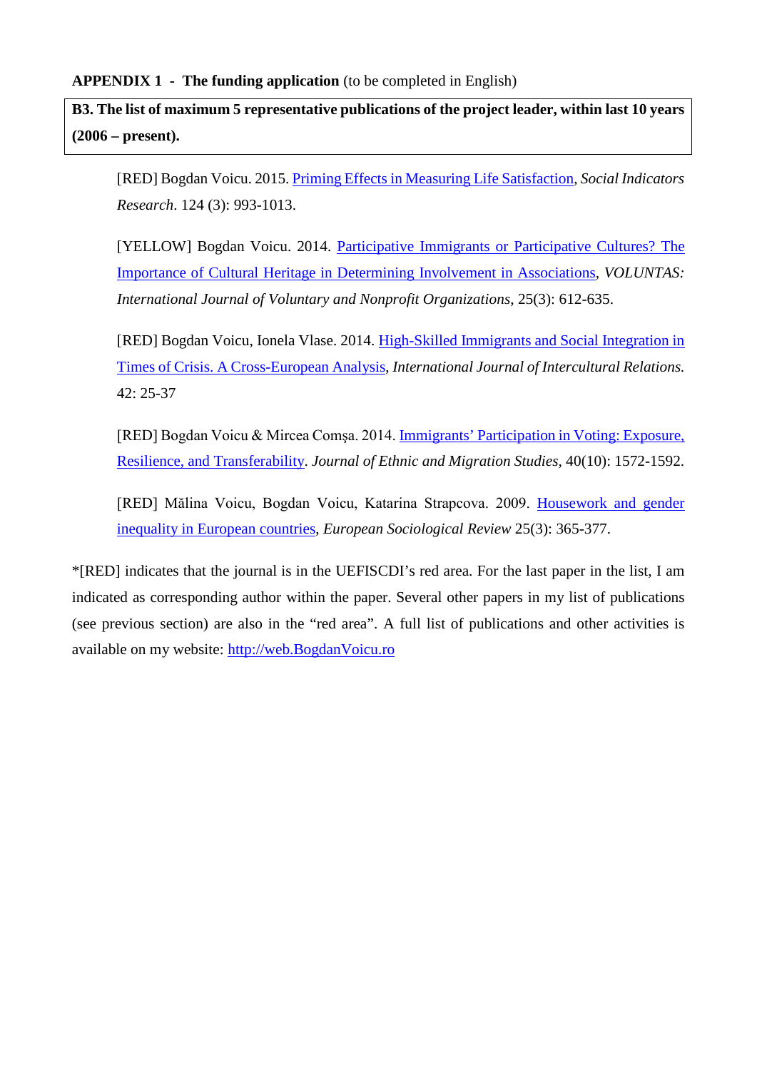**APPENDIX 1 - The funding application** (to be completed in English)

**B3. The list of maximum 5 representative publications of the project leader, within last 10 years (2006 – present).**

[RED] Bogdan Voicu. 2015. Priming Effects in Measuring Life Satisfaction, *Social Indicators Research*. 124 (3): 993-1013.

[YELLOW] Bogdan Voicu. 2014. Participative Immigrants or Participative Cultures? The Importance of Cultural Heritage in Determining Involvement in Associations, *VOLUNTAS: International Journal of Voluntary and Nonprofit Organizations*, 25(3): 612-635.

[RED] Bogdan Voicu, Ionela Vlase. 2014. High-Skilled Immigrants and Social Integration in Times of Crisis. A Cross-European Analysis, *International Journal of Intercultural Relations.* 42: 25-37

[RED] Bogdan Voicu & Mircea Comşa. 2014. Immigrants' Participation in Voting: Exposure, Resilience, and Transferability. *Journal of Ethnic and Migration Studies*, 40(10): 1572-1592.

[RED] Mălina Voicu, Bogdan Voicu, Katarina Strapcova. 2009. Housework and gender inequality in European countries, *European Sociological Review* 25(3): 365-377.

*[RED] indicates that the journal is in the UEFISCDI's red area. For the last paper in the list, I am indicated as corresponding author within the paper. Several other papers in my list of publications (see previous section) are also in the "red area". A full list of publications and other activities is available on my website: http://web.BogdanVoicu.ro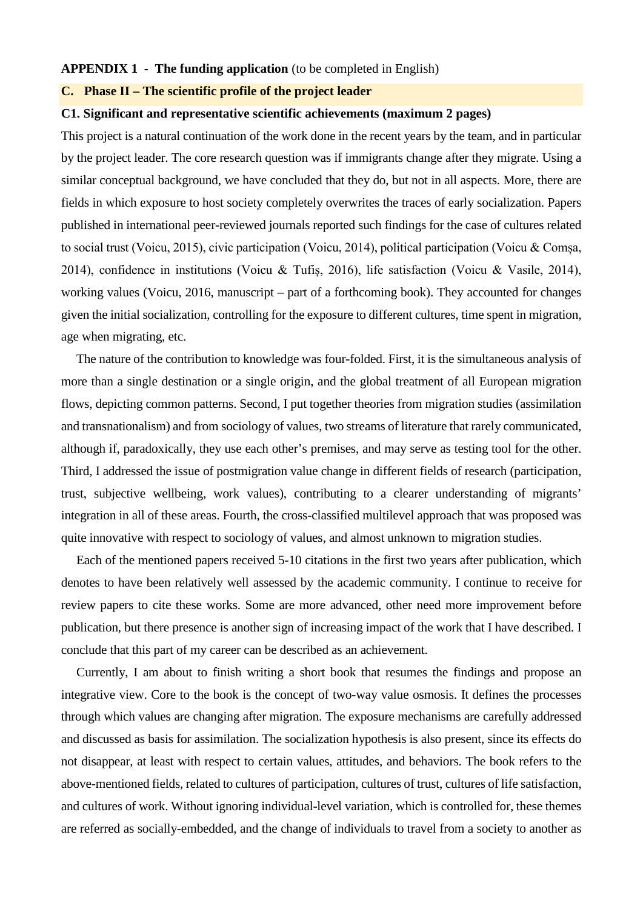**APPENDIX 1 - The funding application** (to be completed in English)

## C. Phase II – The scientific profile of the project leader

### C1. Significant and representative scientific achievements (maximum 2 pages)

This project is a natural continuation of the work done in the recent years by the team, and in particular by the project leader. The core research question was if immigrants change after they migrate. Using a similar conceptual background, we have concluded that they do, but not in all aspects. More, there are fields in which exposure to host society completely overwrites the traces of early socialization. Papers published in international peer-reviewed journals reported such findings for the case of cultures related to social trust (Voicu, 2015), civic participation (Voicu, 2014), political participation (Voicu & Comșa, 2014), confidence in institutions (Voicu & Tufiș, 2016), life satisfaction (Voicu & Vasile, 2014), working values (Voicu, 2016, manuscript – part of a forthcoming book). They accounted for changes given the initial socialization, controlling for the exposure to different cultures, time spent in migration, age when migrating, etc.

The nature of the contribution to knowledge was four-folded. First, it is the simultaneous analysis of more than a single destination or a single origin, and the global treatment of all European migration flows, depicting common patterns. Second, I put together theories from migration studies (assimilation and transnationalism) and from sociology of values, two streams of literature that rarely communicated, although if, paradoxically, they use each other's premises, and may serve as testing tool for the other. Third, I addressed the issue of postmigration value change in different fields of research (participation, trust, subjective wellbeing, work values), contributing to a clearer understanding of migrants' integration in all of these areas. Fourth, the cross-classified multilevel approach that was proposed was quite innovative with respect to sociology of values, and almost unknown to migration studies.

Each of the mentioned papers received 5-10 citations in the first two years after publication, which denotes to have been relatively well assessed by the academic community. I continue to receive for review papers to cite these works. Some are more advanced, other need more improvement before publication, but there presence is another sign of increasing impact of the work that I have described. I conclude that this part of my career can be described as an achievement.

Currently, I am about to finish writing a short book that resumes the findings and propose an integrative view. Core to the book is the concept of two-way value osmosis. It defines the processes through which values are changing after migration. The exposure mechanisms are carefully addressed and discussed as basis for assimilation. The socialization hypothesis is also present, since its effects do not disappear, at least with respect to certain values, attitudes, and behaviors. The book refers to the above-mentioned fields, related to cultures of participation, cultures of trust, cultures of life satisfaction, and cultures of work. Without ignoring individual-level variation, which is controlled for, these themes are referred as socially-embedded, and the change of individuals to travel from a society to another as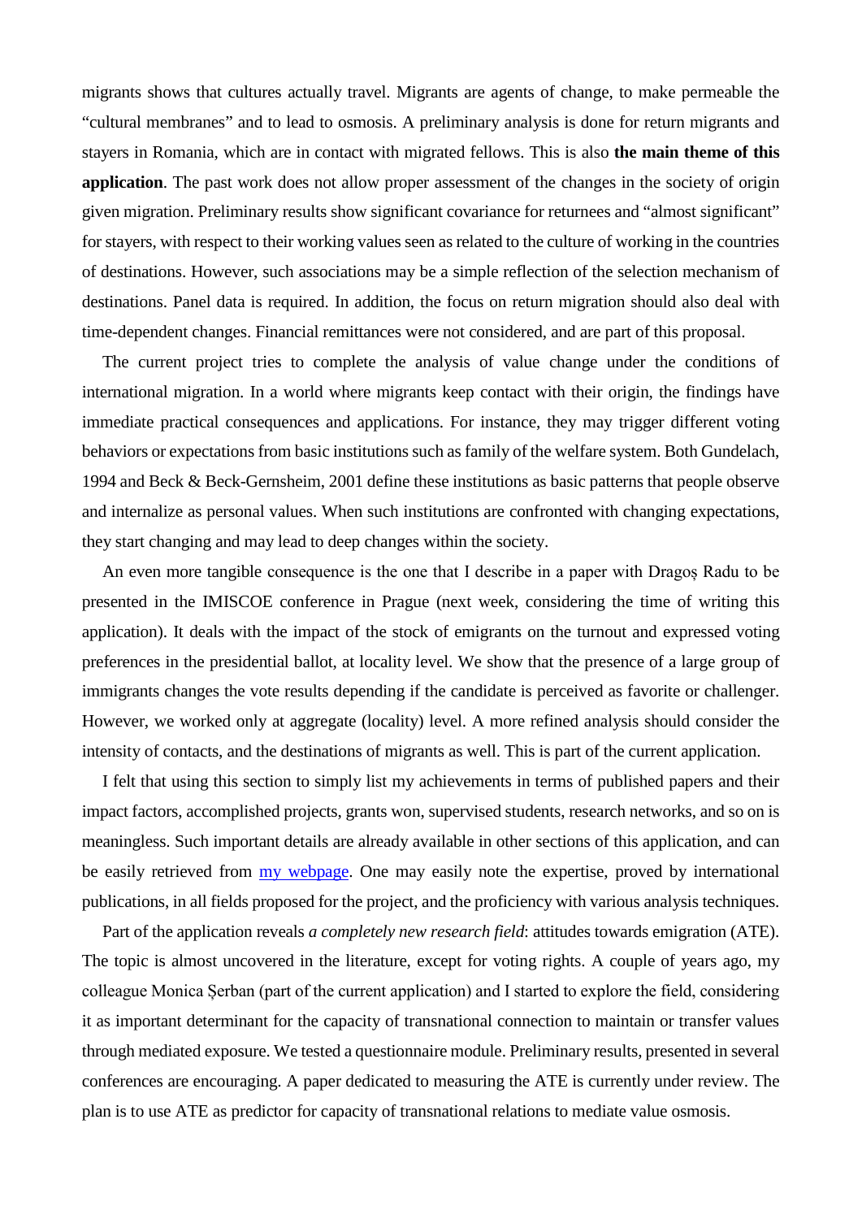migrants shows that cultures actually travel. Migrants are agents of change, to make permeable the “cultural membranes” and to lead to osmosis. A preliminary analysis is done for return migrants and stayers in Romania, which are in contact with migrated fellows. This is also **the main theme of this application**. The past work does not allow proper assessment of the changes in the society of origin given migration. Preliminary results show significant covariance for returnees and “almost significant” for stayers, with respect to their working values seen as related to the culture of working in the countries of destinations. However, such associations may be a simple reflection of the selection mechanism of destinations. Panel data is required. In addition, the focus on return migration should also deal with time-dependent changes. Financial remittances were not considered, and are part of this proposal.

The current project tries to complete the analysis of value change under the conditions of international migration. In a world where migrants keep contact with their origin, the findings have immediate practical consequences and applications. For instance, they may trigger different voting behaviors or expectations from basic institutions such as family of the welfare system. Both Gundelach, 1994 and Beck & Beck-Gernsheim, 2001 define these institutions as basic patterns that people observe and internalize as personal values. When such institutions are confronted with changing expectations, they start changing and may lead to deep changes within the society.

An even more tangible consequence is the one that I describe in a paper with Dragoș Radu to be presented in the IMISCOE conference in Prague (next week, considering the time of writing this application). It deals with the impact of the stock of emigrants on the turnout and expressed voting preferences in the presidential ballot, at locality level. We show that the presence of a large group of immigrants changes the vote results depending if the candidate is perceived as favorite or challenger. However, we worked only at aggregate (locality) level. A more refined analysis should consider the intensity of contacts, and the destinations of migrants as well. This is part of the current application.

I felt that using this section to simply list my achievements in terms of published papers and their impact factors, accomplished projects, grants won, supervised students, research networks, and so on is meaningless. Such important details are already available in other sections of this application, and can be easily retrieved from my webpage. One may easily note the expertise, proved by international publications, in all fields proposed for the project, and the proficiency with various analysis techniques.

Part of the application reveals *a completely new research field*: attitudes towards emigration (ATE). The topic is almost uncovered in the literature, except for voting rights. A couple of years ago, my colleague Monica Șerban (part of the current application) and I started to explore the field, considering it as important determinant for the capacity of transnational connection to maintain or transfer values through mediated exposure. We tested a questionnaire module. Preliminary results, presented in several conferences are encouraging. A paper dedicated to measuring the ATE is currently under review. The plan is to use ATE as predictor for capacity of transnational relations to mediate value osmosis.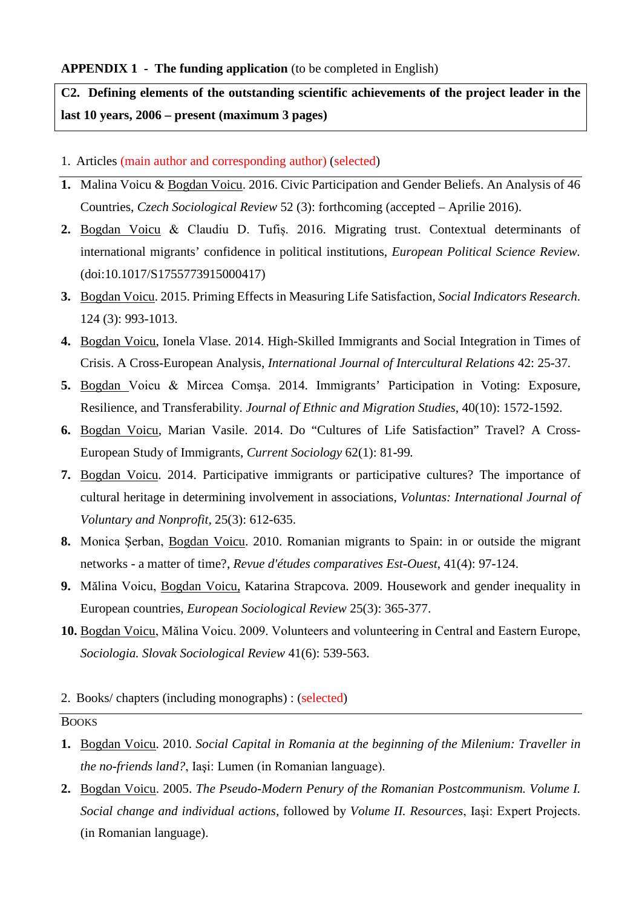**APPENDIX 1 - The funding application** (to be completed in English)

| **C2. Defining elements of the outstanding scientific achievements of the project leader in the last 10 years, 2006 – present (maximum 3 pages)** |
|---|

1. Articles (main author and corresponding author) (selected)

---

1. Malina Voicu & Bogdan Voicu. 2016. Civic Participation and Gender Beliefs. An Analysis of 46 Countries, *Czech Sociological Review* 52 (3): forthcoming (accepted – Aprilie 2016).
2. Bogdan Voicu & Claudiu D. Tufiș. 2016. Migrating trust. Contextual determinants of international migrants' confidence in political institutions, *European Political Science Review*. (doi:10.1017/S1755773915000417)
3. Bogdan Voicu. 2015. Priming Effects in Measuring Life Satisfaction, *Social Indicators Research*. 124 (3): 993-1013.
4. Bogdan Voicu, Ionela Vlase. 2014. High-Skilled Immigrants and Social Integration in Times of Crisis. A Cross-European Analysis, *International Journal of Intercultural Relations* 42: 25-37.
5. Bogdan Voicu & Mircea Comșa. 2014. Immigrants' Participation in Voting: Exposure, Resilience, and Transferability. *Journal of Ethnic and Migration Studies*, 40(10): 1572-1592.
6. Bogdan Voicu, Marian Vasile. 2014. Do "Cultures of Life Satisfaction" Travel? A Cross-European Study of Immigrants, *Current Sociology* 62(1): 81-99.
7. Bogdan Voicu. 2014. Participative immigrants or participative cultures? The importance of cultural heritage in determining involvement in associations, *Voluntas: International Journal of Voluntary and Nonprofit*, 25(3): 612-635.
8. Monica Şerban, Bogdan Voicu. 2010. Romanian migrants to Spain: in or outside the migrant networks - a matter of time?, *Revue d'études comparatives Est-Ouest*, 41(4): 97-124.
9. Mălina Voicu, Bogdan Voicu, Katarina Strapcova. 2009. Housework and gender inequality in European countries, *European Sociological Review* 25(3): 365-377.
10. Bogdan Voicu, Mălina Voicu. 2009. Volunteers and volunteering in Central and Eastern Europe, *Sociologia. Slovak Sociological Review* 41(6): 539-563.

2. Books/ chapters (including monographs) : (selected)

---

BOOKS

1. Bogdan Voicu. 2010. *Social Capital in Romania at the beginning of the Milenium: Traveller in the no-friends land?*, Iași: Lumen (in Romanian language).
2. Bogdan Voicu. 2005. *The Pseudo-Modern Penury of the Romanian Postcommunism. Volume I. Social change and individual actions*, followed by *Volume II. Resources*, Iaşi: Expert Projects. (in Romanian language).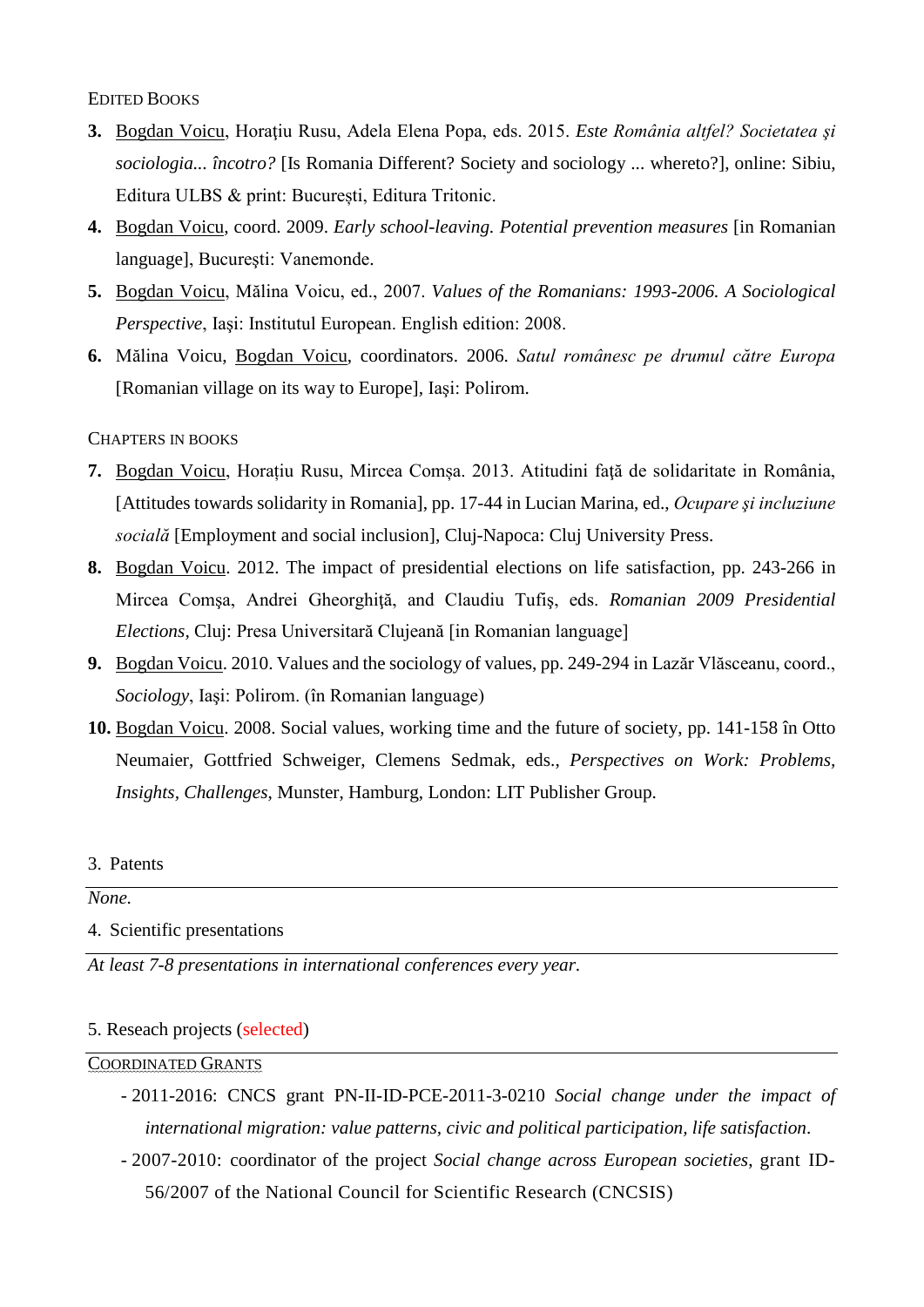EDITED BOOKS

3. Bogdan Voicu, Horaţiu Rusu, Adela Elena Popa, eds. 2015. *Este România altfel? Societatea şi sociologia... încotro?* [Is Romania Different? Society and sociology ... whereto?], online: Sibiu, Editura ULBS & print: Bucureşti, Editura Tritonic.
4. Bogdan Voicu, coord. 2009. *Early school-leaving. Potential prevention measures* [in Romanian language], Bucureşti: Vanemonde.
5. Bogdan Voicu, Mălina Voicu, ed., 2007. *Values of the Romanians: 1993-2006. A Sociological Perspective*, Iaşi: Institutul European. English edition: 2008.
6. Mălina Voicu, Bogdan Voicu, coordinators. 2006. *Satul românesc pe drumul către Europa* [Romanian village on its way to Europe], Iaşi: Polirom.

CHAPTERS IN BOOKS

7. Bogdan Voicu, Horațiu Rusu, Mircea Comșa. 2013. Atitudini față de solidaritate in România, [Attitudes towards solidarity in Romania], pp. 17-44 in Lucian Marina, ed., *Ocupare şi incluziune socială* [Employment and social inclusion], Cluj-Napoca: Cluj University Press.
8. Bogdan Voicu. 2012. The impact of presidential elections on life satisfaction, pp. 243-266 in Mircea Comșa, Andrei Gheorghiţă, and Claudiu Tufiș, eds. *Romanian 2009 Presidential Elections*, Cluj: Presa Universitară Clujeană [in Romanian language]
9. Bogdan Voicu. 2010. Values and the sociology of values, pp. 249-294 in Lazăr Vlăsceanu, coord., *Sociology*, Iaşi: Polirom. (în Romanian language)
10. Bogdan Voicu. 2008. Social values, working time and the future of society, pp. 141-158 în Otto Neumaier, Gottfried Schweiger, Clemens Sedmak, eds., *Perspectives on Work: Problems, Insights, Challenges*, Munster, Hamburg, London: LIT Publisher Group.

3. Patents

*None.*

4. Scientific presentations

*At least 7-8 presentations in international conferences every year.*

5. Reseach projects (selected)

COORDINATED GRANTS

- 2011-2016: CNCS grant PN-II-ID-PCE-2011-3-0210 *Social change under the impact of international migration: value patterns, civic and political participation, life satisfaction*.
- 2007-2010: coordinator of the project *Social change across European societies*, grant ID-56/2007 of the National Council for Scientific Research (CNCSIS)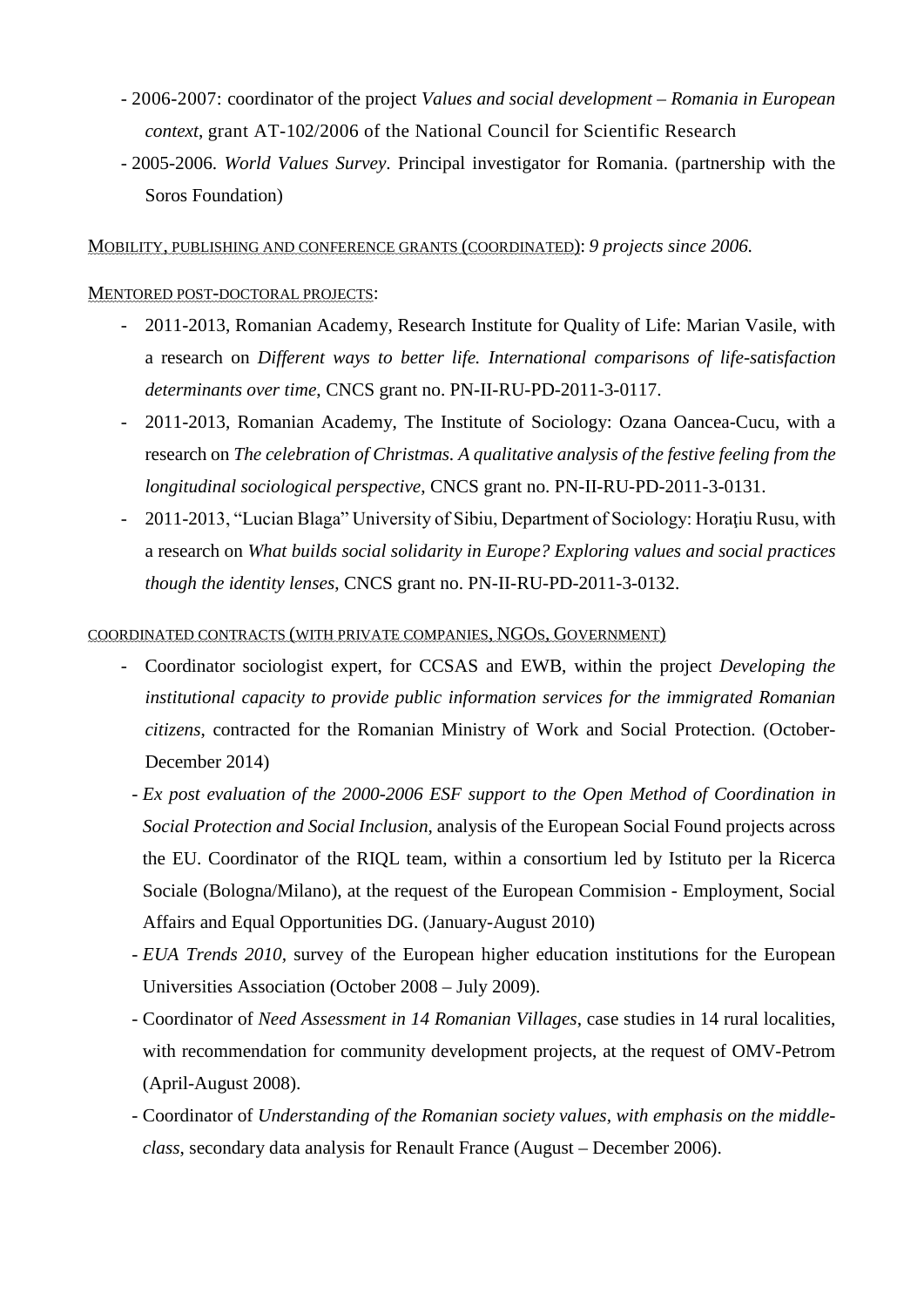- 2006-2007: coordinator of the project *Values and social development – Romania in European context*, grant AT-102/2006 of the National Council for Scientific Research
- 2005-2006. *World Values Survey*. Principal investigator for Romania. (partnership with the Soros Foundation)

MOBILITY, PUBLISHING AND CONFERENCE GRANTS (COORDINATED): *9 projects since 2006.*

MENTORED POST-DOCTORAL PROJECTS:

- 2011-2013, Romanian Academy, Research Institute for Quality of Life: Marian Vasile, with a research on *Different ways to better life. International comparisons of life-satisfaction determinants over time*, CNCS grant no. PN-II-RU-PD-2011-3-0117.
- 2011-2013, Romanian Academy, The Institute of Sociology: Ozana Oancea-Cucu, with a research on *The celebration of Christmas. A qualitative analysis of the festive feeling from the longitudinal sociological perspective,* CNCS grant no. PN-II-RU-PD-2011-3-0131.
- 2011-2013, "Lucian Blaga" University of Sibiu, Department of Sociology: Horațiu Rusu, with a research on *What builds social solidarity in Europe? Exploring values and social practices though the identity lenses*, CNCS grant no. PN-II-RU-PD-2011-3-0132.

COORDINATED CONTRACTS (WITH PRIVATE COMPANIES, NGOS, GOVERNMENT)

- Coordinator sociologist expert, for CCSAS and EWB, within the project *Developing the institutional capacity to provide public information services for the immigrated Romanian citizens*, contracted for the Romanian Ministry of Work and Social Protection. (October-December 2014)
- *Ex post evaluation of the 2000-2006 ESF support to the Open Method of Coordination in Social Protection and Social Inclusion*, analysis of the European Social Found projects across the EU. Coordinator of the RIQL team, within a consortium led by Istituto per la Ricerca Sociale (Bologna/Milano), at the request of the European Commision - Employment, Social Affairs and Equal Opportunities DG. (January-August 2010)
- *EUA Trends 2010,* survey of the European higher education institutions for the European Universities Association (October 2008 – July 2009).
- Coordinator of *Need Assessment in 14 Romanian Villages*, case studies in 14 rural localities, with recommendation for community development projects, at the request of OMV-Petrom (April-August 2008).
- Coordinator of *Understanding of the Romanian society values, with emphasis on the middle-class*, secondary data analysis for Renault France (August – December 2006).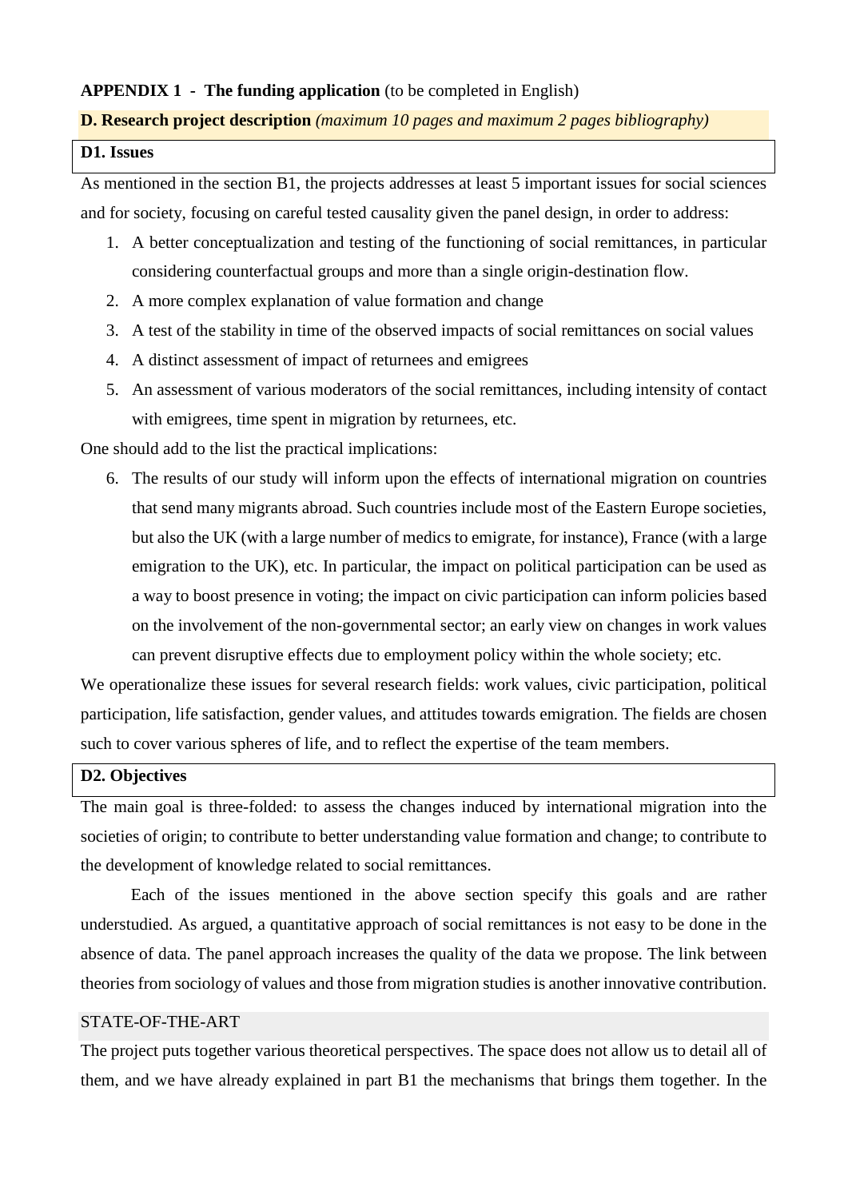**APPENDIX 1 - The funding application** (to be completed in English)

**D. Research project description** *(maximum 10 pages and maximum 2 pages bibliography)*

**D1. Issues**

As mentioned in the section B1, the projects addresses at least 5 important issues for social sciences and for society, focusing on careful tested causality given the panel design, in order to address:

1. A better conceptualization and testing of the functioning of social remittances, in particular considering counterfactual groups and more than a single origin-destination flow.
2. A more complex explanation of value formation and change
3. A test of the stability in time of the observed impacts of social remittances on social values
4. A distinct assessment of impact of returnees and emigrees
5. An assessment of various moderators of the social remittances, including intensity of contact with emigrees, time spent in migration by returnees, etc.

One should add to the list the practical implications:

6. The results of our study will inform upon the effects of international migration on countries that send many migrants abroad. Such countries include most of the Eastern Europe societies, but also the UK (with a large number of medics to emigrate, for instance), France (with a large emigration to the UK), etc. In particular, the impact on political participation can be used as a way to boost presence in voting; the impact on civic participation can inform policies based on the involvement of the non-governmental sector; an early view on changes in work values can prevent disruptive effects due to employment policy within the whole society; etc.

We operationalize these issues for several research fields: work values, civic participation, political participation, life satisfaction, gender values, and attitudes towards emigration. The fields are chosen such to cover various spheres of life, and to reflect the expertise of the team members.

**D2. Objectives**

The main goal is three-folded: to assess the changes induced by international migration into the societies of origin; to contribute to better understanding value formation and change; to contribute to the development of knowledge related to social remittances.

Each of the issues mentioned in the above section specify this goals and are rather understudied. As argued, a quantitative approach of social remittances is not easy to be done in the absence of data. The panel approach increases the quality of the data we propose. The link between theories from sociology of values and those from migration studies is another innovative contribution.

STATE-OF-THE-ART

The project puts together various theoretical perspectives. The space does not allow us to detail all of them, and we have already explained in part B1 the mechanisms that brings them together. In the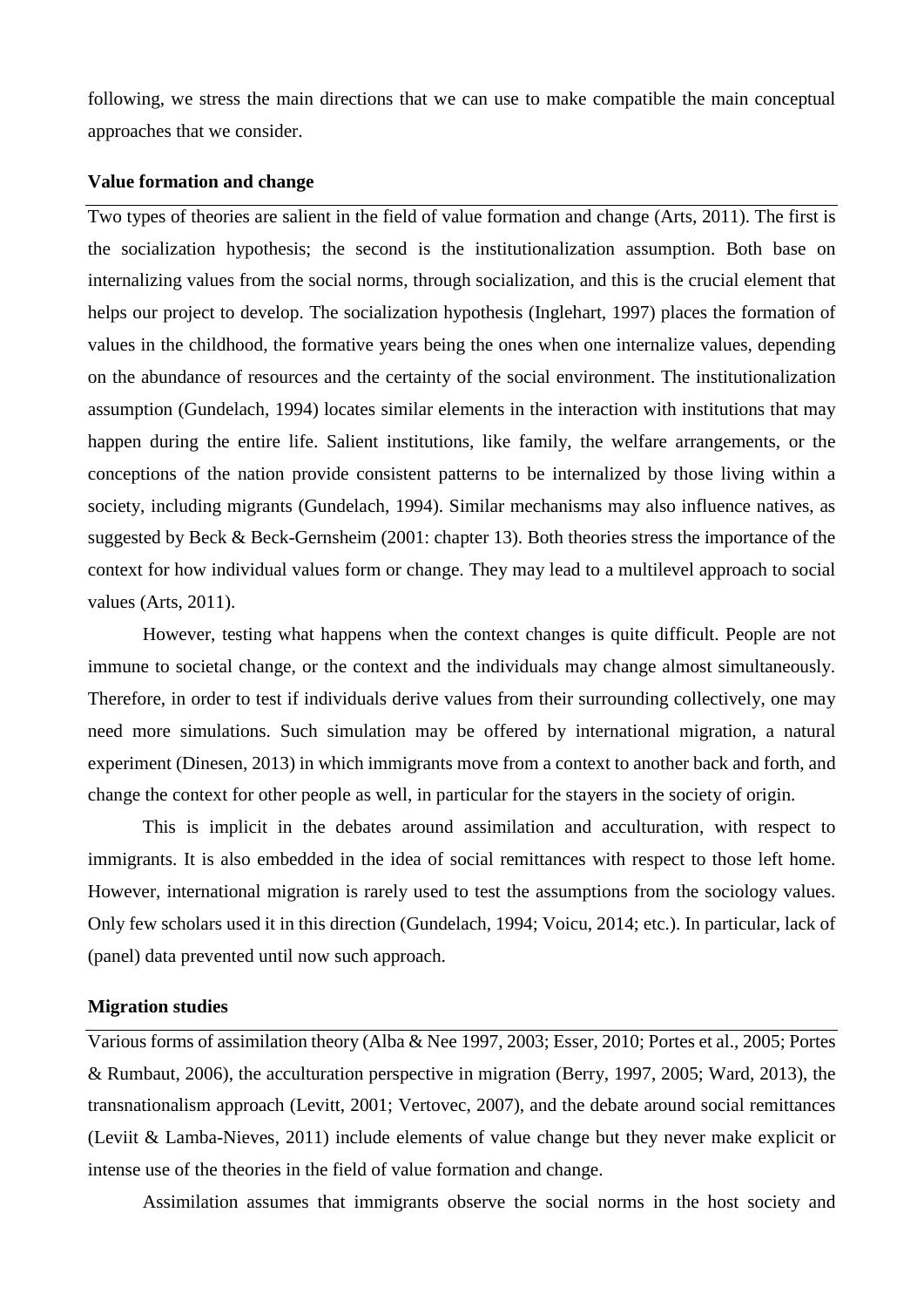following, we stress the main directions that we can use to make compatible the main conceptual approaches that we consider.

### Value formation and change

Two types of theories are salient in the field of value formation and change (Arts, 2011). The first is the socialization hypothesis; the second is the institutionalization assumption. Both base on internalizing values from the social norms, through socialization, and this is the crucial element that helps our project to develop. The socialization hypothesis (Inglehart, 1997) places the formation of values in the childhood, the formative years being the ones when one internalize values, depending on the abundance of resources and the certainty of the social environment. The institutionalization assumption (Gundelach, 1994) locates similar elements in the interaction with institutions that may happen during the entire life. Salient institutions, like family, the welfare arrangements, or the conceptions of the nation provide consistent patterns to be internalized by those living within a society, including migrants (Gundelach, 1994). Similar mechanisms may also influence natives, as suggested by Beck & Beck-Gernsheim (2001: chapter 13). Both theories stress the importance of the context for how individual values form or change. They may lead to a multilevel approach to social values (Arts, 2011).

However, testing what happens when the context changes is quite difficult. People are not immune to societal change, or the context and the individuals may change almost simultaneously. Therefore, in order to test if individuals derive values from their surrounding collectively, one may need more simulations. Such simulation may be offered by international migration, a natural experiment (Dinesen, 2013) in which immigrants move from a context to another back and forth, and change the context for other people as well, in particular for the stayers in the society of origin.

This is implicit in the debates around assimilation and acculturation, with respect to immigrants. It is also embedded in the idea of social remittances with respect to those left home. However, international migration is rarely used to test the assumptions from the sociology values. Only few scholars used it in this direction (Gundelach, 1994; Voicu, 2014; etc.). In particular, lack of (panel) data prevented until now such approach.

### Migration studies

Various forms of assimilation theory (Alba & Nee 1997, 2003; Esser, 2010; Portes et al., 2005; Portes & Rumbaut, 2006), the acculturation perspective in migration (Berry, 1997, 2005; Ward, 2013), the transnationalism approach (Levitt, 2001; Vertovec, 2007), and the debate around social remittances (Leviit & Lamba-Nieves, 2011) include elements of value change but they never make explicit or intense use of the theories in the field of value formation and change.

Assimilation assumes that immigrants observe the social norms in the host society and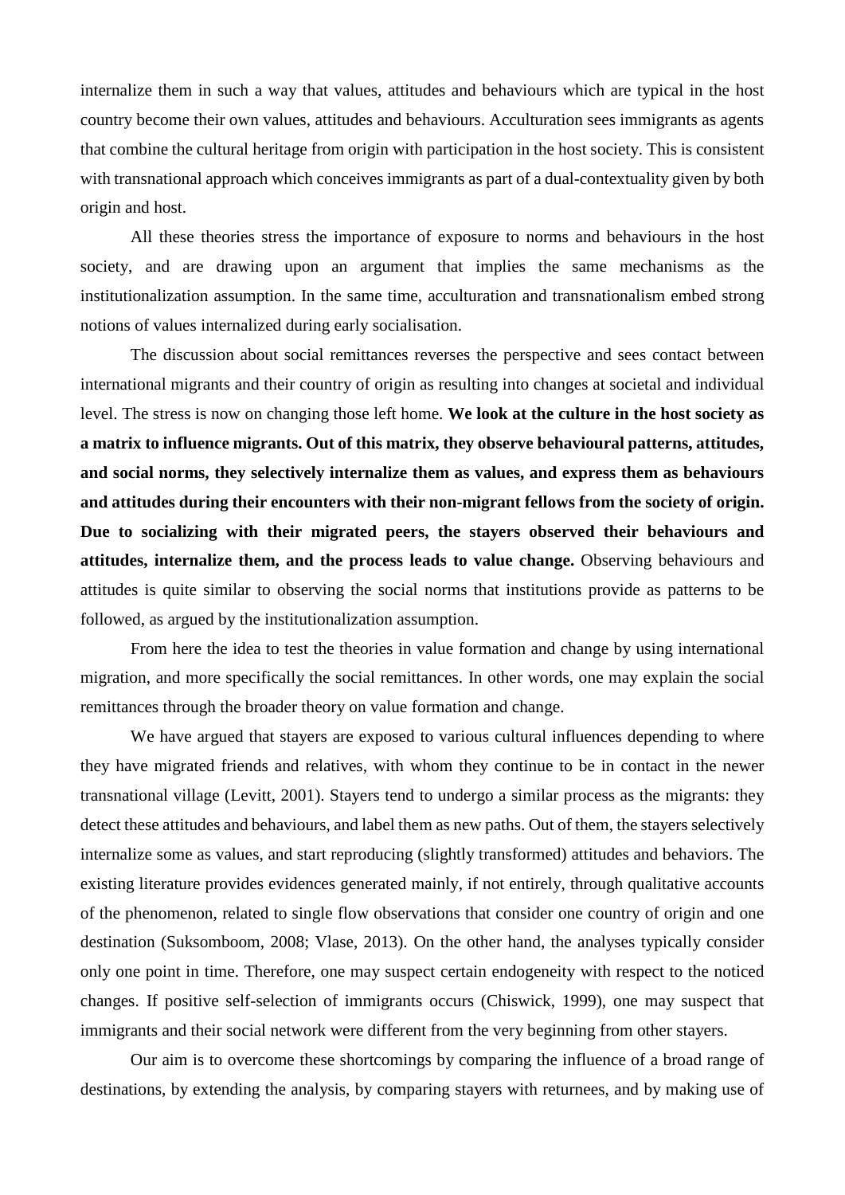internalize them in such a way that values, attitudes and behaviours which are typical in the host country become their own values, attitudes and behaviours. Acculturation sees immigrants as agents that combine the cultural heritage from origin with participation in the host society. This is consistent with transnational approach which conceives immigrants as part of a dual-contextuality given by both origin and host.

All these theories stress the importance of exposure to norms and behaviours in the host society, and are drawing upon an argument that implies the same mechanisms as the institutionalization assumption. In the same time, acculturation and transnationalism embed strong notions of values internalized during early socialisation.

The discussion about social remittances reverses the perspective and sees contact between international migrants and their country of origin as resulting into changes at societal and individual level. The stress is now on changing those left home. **We look at the culture in the host society as a matrix to influence migrants. Out of this matrix, they observe behavioural patterns, attitudes, and social norms, they selectively internalize them as values, and express them as behaviours and attitudes during their encounters with their non-migrant fellows from the society of origin. Due to socializing with their migrated peers, the stayers observed their behaviours and attitudes, internalize them, and the process leads to value change.** Observing behaviours and attitudes is quite similar to observing the social norms that institutions provide as patterns to be followed, as argued by the institutionalization assumption.

From here the idea to test the theories in value formation and change by using international migration, and more specifically the social remittances. In other words, one may explain the social remittances through the broader theory on value formation and change.

We have argued that stayers are exposed to various cultural influences depending to where they have migrated friends and relatives, with whom they continue to be in contact in the newer transnational village (Levitt, 2001). Stayers tend to undergo a similar process as the migrants: they detect these attitudes and behaviours, and label them as new paths. Out of them, the stayers selectively internalize some as values, and start reproducing (slightly transformed) attitudes and behaviors. The existing literature provides evidences generated mainly, if not entirely, through qualitative accounts of the phenomenon, related to single flow observations that consider one country of origin and one destination (Suksomboom, 2008; Vlase, 2013). On the other hand, the analyses typically consider only one point in time. Therefore, one may suspect certain endogeneity with respect to the noticed changes. If positive self-selection of immigrants occurs (Chiswick, 1999), one may suspect that immigrants and their social network were different from the very beginning from other stayers.

Our aim is to overcome these shortcomings by comparing the influence of a broad range of destinations, by extending the analysis, by comparing stayers with returnees, and by making use of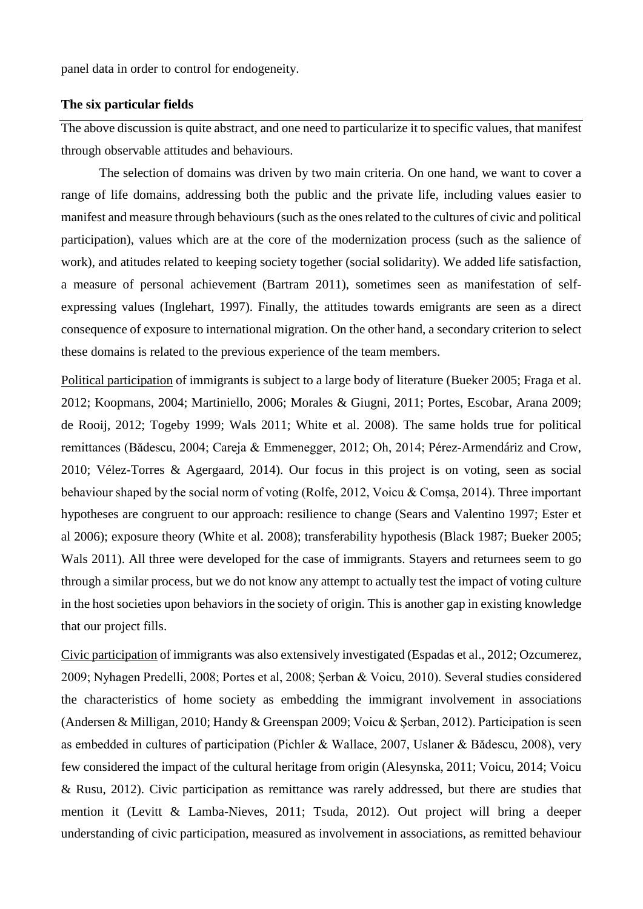panel data in order to control for endogeneity.

**The six particular fields**

The above discussion is quite abstract, and one need to particularize it to specific values, that manifest through observable attitudes and behaviours.

The selection of domains was driven by two main criteria. On one hand, we want to cover a range of life domains, addressing both the public and the private life, including values easier to manifest and measure through behaviours (such as the ones related to the cultures of civic and political participation), values which are at the core of the modernization process (such as the salience of work), and atitudes related to keeping society together (social solidarity). We added life satisfaction, a measure of personal achievement (Bartram 2011), sometimes seen as manifestation of self-expressing values (Inglehart, 1997). Finally, the attitudes towards emigrants are seen as a direct consequence of exposure to international migration. On the other hand, a secondary criterion to select these domains is related to the previous experience of the team members.

Political participation of immigrants is subject to a large body of literature (Bueker 2005; Fraga et al. 2012; Koopmans, 2004; Martiniello, 2006; Morales & Giugni, 2011; Portes, Escobar, Arana 2009; de Rooij, 2012; Togeby 1999; Wals 2011; White et al. 2008). The same holds true for political remittances (Bădescu, 2004; Careja & Emmenegger, 2012; Oh, 2014; Pérez-Armendáriz and Crow, 2010; Vélez-Torres & Agergaard, 2014). Our focus in this project is on voting, seen as social behaviour shaped by the social norm of voting (Rolfe, 2012, Voicu & Comșa, 2014). Three important hypotheses are congruent to our approach: resilience to change (Sears and Valentino 1997; Ester et al 2006); exposure theory (White et al. 2008); transferability hypothesis (Black 1987; Bueker 2005; Wals 2011). All three were developed for the case of immigrants. Stayers and returnees seem to go through a similar process, but we do not know any attempt to actually test the impact of voting culture in the host societies upon behaviors in the society of origin. This is another gap in existing knowledge that our project fills.

Civic participation of immigrants was also extensively investigated (Espadas et al., 2012; Ozcumerez, 2009; Nyhagen Predelli, 2008; Portes et al, 2008; Șerban & Voicu, 2010). Several studies considered the characteristics of home society as embedding the immigrant involvement in associations (Andersen & Milligan, 2010; Handy & Greenspan 2009; Voicu & Șerban, 2012). Participation is seen as embedded in cultures of participation (Pichler & Wallace, 2007, Uslaner & Bădescu, 2008), very few considered the impact of the cultural heritage from origin (Alesynska, 2011; Voicu, 2014; Voicu & Rusu, 2012). Civic participation as remittance was rarely addressed, but there are studies that mention it (Levitt & Lamba-Nieves, 2011; Tsuda, 2012). Out project will bring a deeper understanding of civic participation, measured as involvement in associations, as remitted behaviour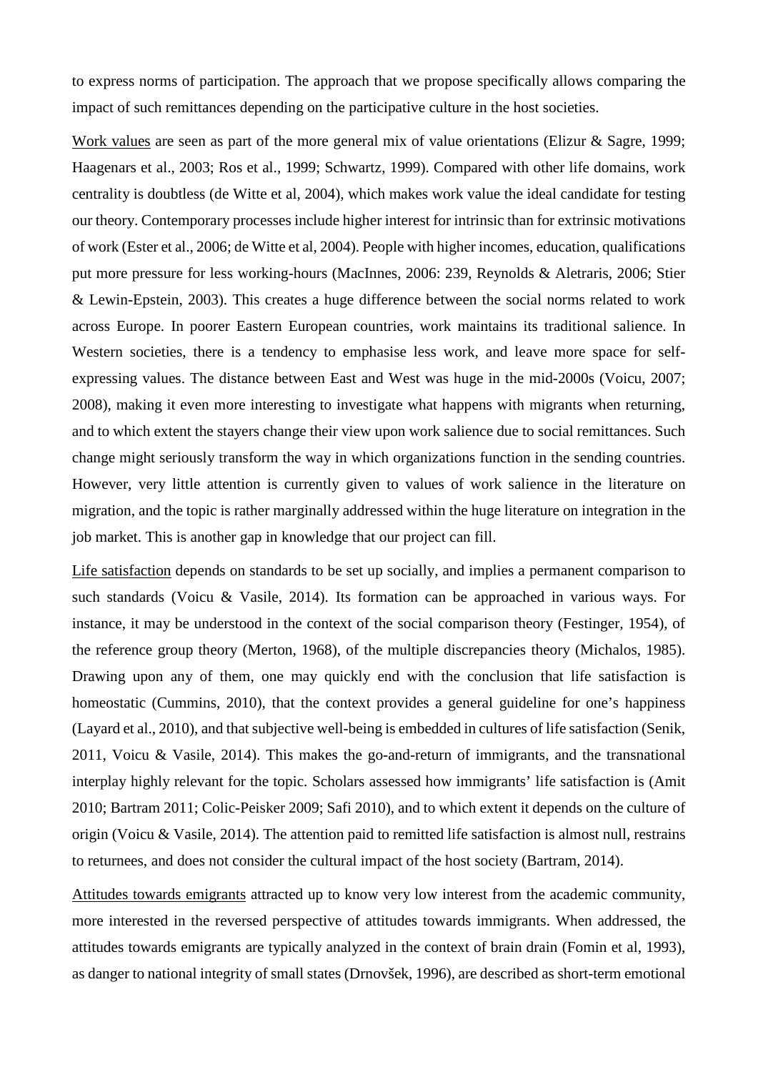to express norms of participation. The approach that we propose specifically allows comparing the impact of such remittances depending on the participative culture in the host societies.

<u>Work values</u> are seen as part of the more general mix of value orientations (Elizur & Sagre, 1999; Haagenars et al., 2003; Ros et al., 1999; Schwartz, 1999). Compared with other life domains, work centrality is doubtless (de Witte et al, 2004), which makes work value the ideal candidate for testing our theory. Contemporary processes include higher interest for intrinsic than for extrinsic motivations of work (Ester et al., 2006; de Witte et al, 2004). People with higher incomes, education, qualifications put more pressure for less working-hours (MacInnes, 2006: 239, Reynolds & Aletraris, 2006; Stier & Lewin-Epstein, 2003). This creates a huge difference between the social norms related to work across Europe. In poorer Eastern European countries, work maintains its traditional salience. In Western societies, there is a tendency to emphasise less work, and leave more space for self-expressing values. The distance between East and West was huge in the mid-2000s (Voicu, 2007; 2008), making it even more interesting to investigate what happens with migrants when returning, and to which extent the stayers change their view upon work salience due to social remittances. Such change might seriously transform the way in which organizations function in the sending countries. However, very little attention is currently given to values of work salience in the literature on migration, and the topic is rather marginally addressed within the huge literature on integration in the job market. This is another gap in knowledge that our project can fill.

<u>Life satisfaction</u> depends on standards to be set up socially, and implies a permanent comparison to such standards (Voicu & Vasile, 2014). Its formation can be approached in various ways. For instance, it may be understood in the context of the social comparison theory (Festinger, 1954), of the reference group theory (Merton, 1968), of the multiple discrepancies theory (Michalos, 1985). Drawing upon any of them, one may quickly end with the conclusion that life satisfaction is homeostatic (Cummins, 2010), that the context provides a general guideline for one's happiness (Layard et al., 2010), and that subjective well-being is embedded in cultures of life satisfaction (Senik, 2011, Voicu & Vasile, 2014). This makes the go-and-return of immigrants, and the transnational interplay highly relevant for the topic. Scholars assessed how immigrants' life satisfaction is (Amit 2010; Bartram 2011; Colic-Peisker 2009; Safi 2010), and to which extent it depends on the culture of origin (Voicu & Vasile, 2014). The attention paid to remitted life satisfaction is almost null, restrains to returnees, and does not consider the cultural impact of the host society (Bartram, 2014).

<u>Attitudes towards emigrants</u> attracted up to know very low interest from the academic community, more interested in the reversed perspective of attitudes towards immigrants. When addressed, the attitudes towards emigrants are typically analyzed in the context of brain drain (Fomin et al, 1993), as danger to national integrity of small states (Drnovšek, 1996), are described as short-term emotional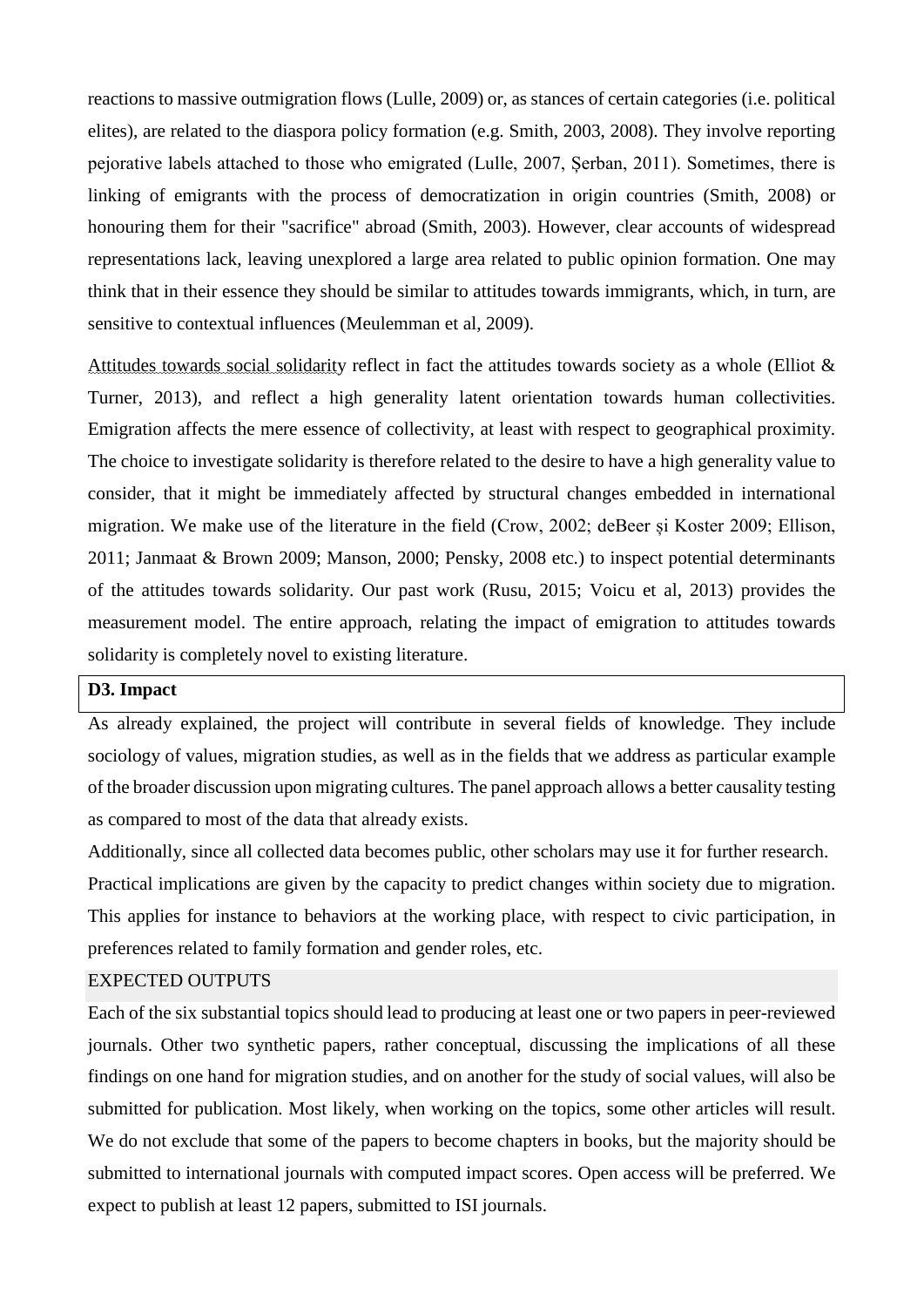reactions to massive outmigration flows (Lulle, 2009) or, as stances of certain categories (i.e. political elites), are related to the diaspora policy formation (e.g. Smith, 2003, 2008). They involve reporting pejorative labels attached to those who emigrated (Lulle, 2007, Șerban, 2011). Sometimes, there is linking of emigrants with the process of democratization in origin countries (Smith, 2008) or honouring them for their "sacrifice" abroad (Smith, 2003). However, clear accounts of widespread representations lack, leaving unexplored a large area related to public opinion formation. One may think that in their essence they should be similar to attitudes towards immigrants, which, in turn, are sensitive to contextual influences (Meulemman et al, 2009).

Attitudes towards social solidarity reflect in fact the attitudes towards society as a whole (Elliot & Turner, 2013), and reflect a high generality latent orientation towards human collectivities. Emigration affects the mere essence of collectivity, at least with respect to geographical proximity. The choice to investigate solidarity is therefore related to the desire to have a high generality value to consider, that it might be immediately affected by structural changes embedded in international migration. We make use of the literature in the field (Crow, 2002; deBeer și Koster 2009; Ellison, 2011; Janmaat & Brown 2009; Manson, 2000; Pensky, 2008 etc.) to inspect potential determinants of the attitudes towards solidarity. Our past work (Rusu, 2015; Voicu et al, 2013) provides the measurement model. The entire approach, relating the impact of emigration to attitudes towards solidarity is completely novel to existing literature.

**D3. Impact**

As already explained, the project will contribute in several fields of knowledge. They include sociology of values, migration studies, as well as in the fields that we address as particular example of the broader discussion upon migrating cultures. The panel approach allows a better causality testing as compared to most of the data that already exists.

Additionally, since all collected data becomes public, other scholars may use it for further research.

Practical implications are given by the capacity to predict changes within society due to migration. This applies for instance to behaviors at the working place, with respect to civic participation, in preferences related to family formation and gender roles, etc.

EXPECTED OUTPUTS

Each of the six substantial topics should lead to producing at least one or two papers in peer-reviewed journals. Other two synthetic papers, rather conceptual, discussing the implications of all these findings on one hand for migration studies, and on another for the study of social values, will also be submitted for publication. Most likely, when working on the topics, some other articles will result. We do not exclude that some of the papers to become chapters in books, but the majority should be submitted to international journals with computed impact scores. Open access will be preferred. We expect to publish at least 12 papers, submitted to ISI journals.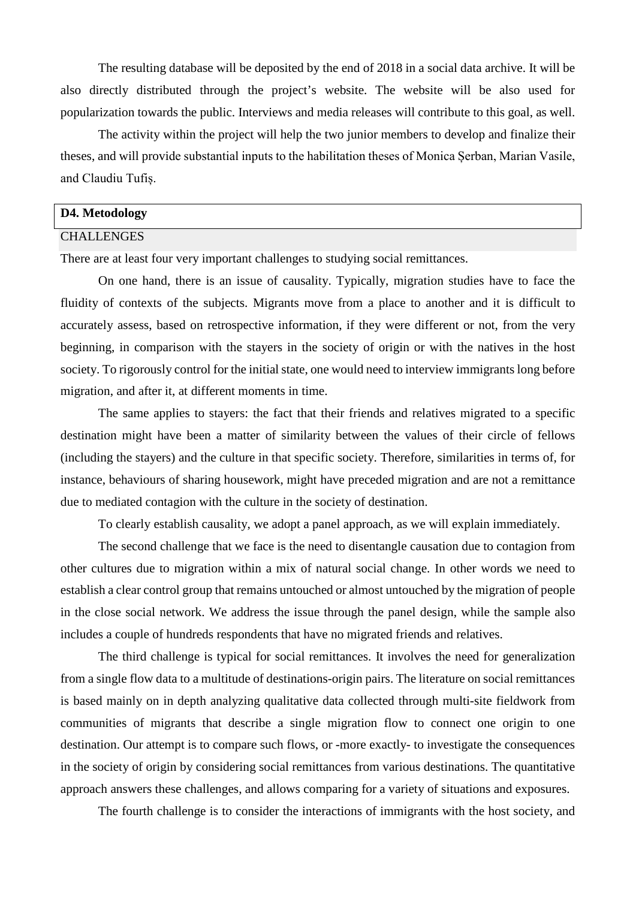The resulting database will be deposited by the end of 2018 in a social data archive. It will be also directly distributed through the project's website. The website will be also used for popularization towards the public. Interviews and media releases will contribute to this goal, as well.

The activity within the project will help the two junior members to develop and finalize their theses, and will provide substantial inputs to the habilitation theses of Monica Șerban, Marian Vasile, and Claudiu Tufiș.

## D4. Metodology

### CHALLENGES

There are at least four very important challenges to studying social remittances.

On one hand, there is an issue of causality. Typically, migration studies have to face the fluidity of contexts of the subjects. Migrants move from a place to another and it is difficult to accurately assess, based on retrospective information, if they were different or not, from the very beginning, in comparison with the stayers in the society of origin or with the natives in the host society. To rigorously control for the initial state, one would need to interview immigrants long before migration, and after it, at different moments in time.

The same applies to stayers: the fact that their friends and relatives migrated to a specific destination might have been a matter of similarity between the values of their circle of fellows (including the stayers) and the culture in that specific society. Therefore, similarities in terms of, for instance, behaviours of sharing housework, might have preceded migration and are not a remittance due to mediated contagion with the culture in the society of destination.

To clearly establish causality, we adopt a panel approach, as we will explain immediately.

The second challenge that we face is the need to disentangle causation due to contagion from other cultures due to migration within a mix of natural social change. In other words we need to establish a clear control group that remains untouched or almost untouched by the migration of people in the close social network. We address the issue through the panel design, while the sample also includes a couple of hundreds respondents that have no migrated friends and relatives.

The third challenge is typical for social remittances. It involves the need for generalization from a single flow data to a multitude of destinations-origin pairs. The literature on social remittances is based mainly on in depth analyzing qualitative data collected through multi-site fieldwork from communities of migrants that describe a single migration flow to connect one origin to one destination. Our attempt is to compare such flows, or -more exactly- to investigate the consequences in the society of origin by considering social remittances from various destinations. The quantitative approach answers these challenges, and allows comparing for a variety of situations and exposures.

The fourth challenge is to consider the interactions of immigrants with the host society, and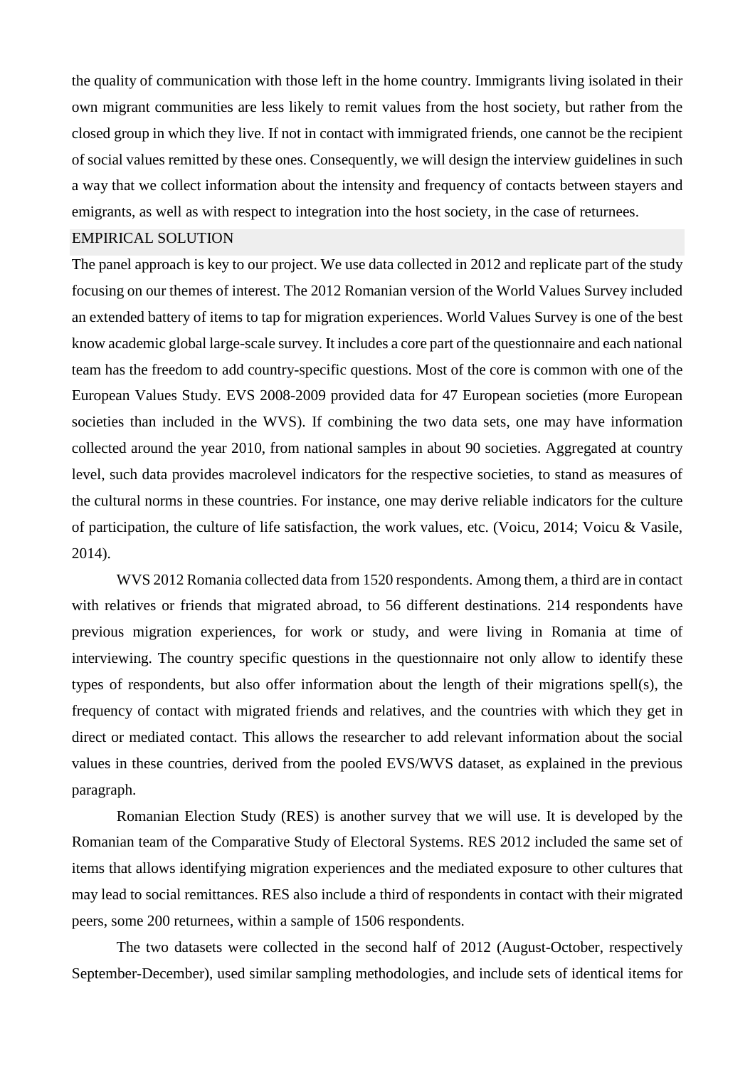the quality of communication with those left in the home country. Immigrants living isolated in their own migrant communities are less likely to remit values from the host society, but rather from the closed group in which they live. If not in contact with immigrated friends, one cannot be the recipient of social values remitted by these ones. Consequently, we will design the interview guidelines in such a way that we collect information about the intensity and frequency of contacts between stayers and emigrants, as well as with respect to integration into the host society, in the case of returnees.

## EMPIRICAL SOLUTION

The panel approach is key to our project. We use data collected in 2012 and replicate part of the study focusing on our themes of interest. The 2012 Romanian version of the World Values Survey included an extended battery of items to tap for migration experiences. World Values Survey is one of the best know academic global large-scale survey. It includes a core part of the questionnaire and each national team has the freedom to add country-specific questions. Most of the core is common with one of the European Values Study. EVS 2008-2009 provided data for 47 European societies (more European societies than included in the WVS). If combining the two data sets, one may have information collected around the year 2010, from national samples in about 90 societies. Aggregated at country level, such data provides macrolevel indicators for the respective societies, to stand as measures of the cultural norms in these countries. For instance, one may derive reliable indicators for the culture of participation, the culture of life satisfaction, the work values, etc. (Voicu, 2014; Voicu & Vasile, 2014).

WVS 2012 Romania collected data from 1520 respondents. Among them, a third are in contact with relatives or friends that migrated abroad, to 56 different destinations. 214 respondents have previous migration experiences, for work or study, and were living in Romania at time of interviewing. The country specific questions in the questionnaire not only allow to identify these types of respondents, but also offer information about the length of their migrations spell(s), the frequency of contact with migrated friends and relatives, and the countries with which they get in direct or mediated contact. This allows the researcher to add relevant information about the social values in these countries, derived from the pooled EVS/WVS dataset, as explained in the previous paragraph.

Romanian Election Study (RES) is another survey that we will use. It is developed by the Romanian team of the Comparative Study of Electoral Systems. RES 2012 included the same set of items that allows identifying migration experiences and the mediated exposure to other cultures that may lead to social remittances. RES also include a third of respondents in contact with their migrated peers, some 200 returnees, within a sample of 1506 respondents.

The two datasets were collected in the second half of 2012 (August-October, respectively September-December), used similar sampling methodologies, and include sets of identical items for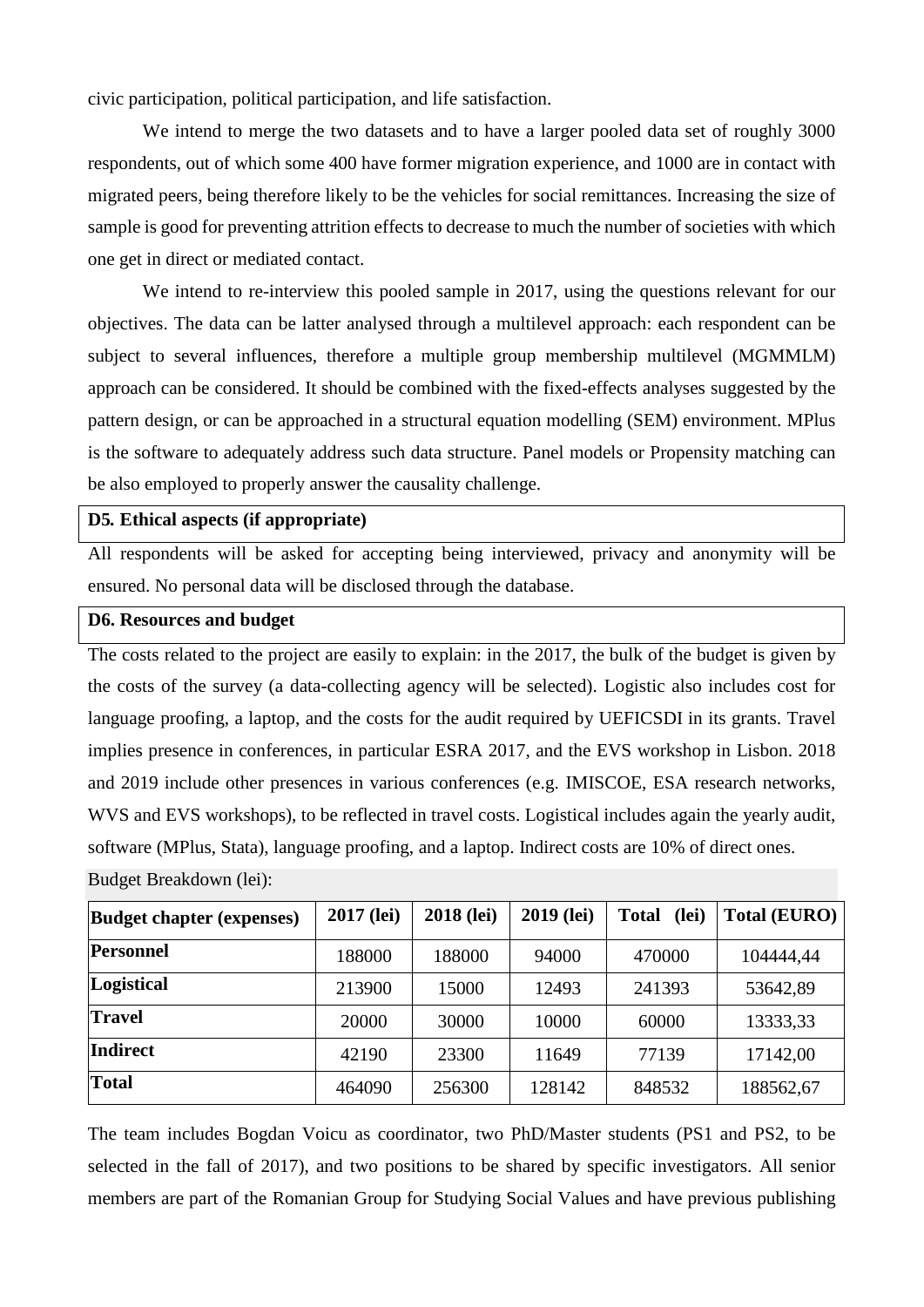civic participation, political participation, and life satisfaction.

We intend to merge the two datasets and to have a larger pooled data set of roughly 3000 respondents, out of which some 400 have former migration experience, and 1000 are in contact with migrated peers, being therefore likely to be the vehicles for social remittances. Increasing the size of sample is good for preventing attrition effects to decrease to much the number of societies with which one get in direct or mediated contact.

We intend to re-interview this pooled sample in 2017, using the questions relevant for our objectives. The data can be latter analysed through a multilevel approach: each respondent can be subject to several influences, therefore a multiple group membership multilevel (MGMMLM) approach can be considered. It should be combined with the fixed-effects analyses suggested by the pattern design, or can be approached in a structural equation modelling (SEM) environment. MPlus is the software to adequately address such data structure. Panel models or Propensity matching can be also employed to properly answer the causality challenge.

**D5. Ethical aspects (if appropriate)**

All respondents will be asked for accepting being interviewed, privacy and anonymity will be ensured. No personal data will be disclosed through the database.

**D6. Resources and budget**

The costs related to the project are easily to explain: in the 2017, the bulk of the budget is given by the costs of the survey (a data-collecting agency will be selected). Logistic also includes cost for language proofing, a laptop, and the costs for the audit required by UEFICSDI in its grants. Travel implies presence in conferences, in particular ESRA 2017, and the EVS workshop in Lisbon. 2018 and 2019 include other presences in various conferences (e.g. IMISCOE, ESA research networks, WVS and EVS workshops), to be reflected in travel costs. Logistical includes again the yearly audit, software (MPlus, Stata), language proofing, and a laptop. Indirect costs are 10% of direct ones.

Budget Breakdown (lei):

| Budget chapter (expenses) | 2017 (lei) | 2018 (lei) | 2019 (lei) | Total (lei) | Total (EURO) |
|---|---|---|---|---|---|
| **Personnel** | 188000 | 188000 | 94000 | 470000 | 104444,44 |
| **Logistical** | 213900 | 15000 | 12493 | 241393 | 53642,89 |
| **Travel** | 20000 | 30000 | 10000 | 60000 | 13333,33 |
| **Indirect** | 42190 | 23300 | 11649 | 77139 | 17142,00 |
| **Total** | 464090 | 256300 | 128142 | 848532 | 188562,67 |

The team includes Bogdan Voicu as coordinator, two PhD/Master students (PS1 and PS2, to be selected in the fall of 2017), and two positions to be shared by specific investigators. All senior members are part of the Romanian Group for Studying Social Values and have previous publishing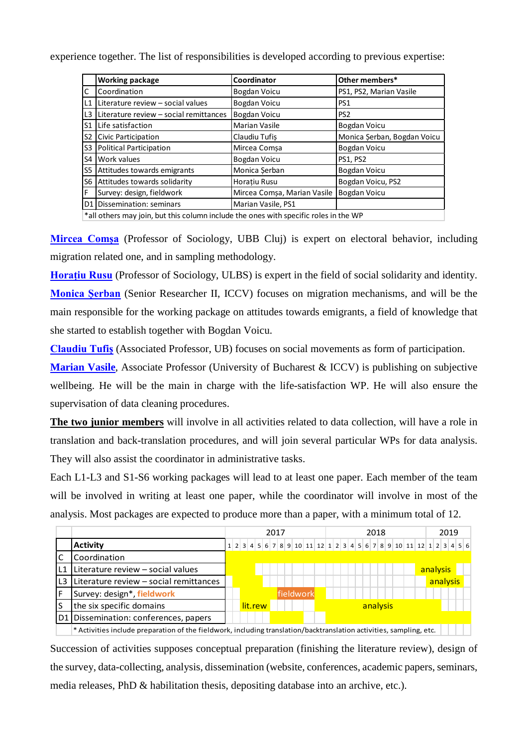experience together. The list of responsibilities is developed according to previous expertise:

| | Working package | Coordinator | Other members* |
|---|---|---|---|
| C | Coordination | Bogdan Voicu | PS1, PS2, Marian Vasile |
| L1 | Literature review – social values | Bogdan Voicu | PS1 |
| L3 | Literature review – social remittances | Bogdan Voicu | PS2 |
| S1 | Life satisfaction | Marian Vasile | Bogdan Voicu |
| S2 | Civic Participation | Claudiu Tufiș | Monica Șerban, Bogdan Voicu |
| S3 | Political Participation | Mircea Comșa | Bogdan Voicu |
| S4 | Work values | Bogdan Voicu | PS1, PS2 |
| S5 | Attitudes towards emigrants | Monica Șerban | Bogdan Voicu |
| S6 | Attitudes towards solidarity | Horațiu Rusu | Bogdan Voicu, PS2 |
| F | Survey: design, fieldwork | Mircea Comșa, Marian Vasile | Bogdan Voicu |
| D1 | Dissemination: seminars | Marian Vasile, PS1 | |

*all others may join, but this column include the ones with specific roles in the WP

**Mircea Comșa** (Professor of Sociology, UBB Cluj) is expert on electoral behavior, including migration related one, and in sampling methodology.

**Horațiu Rusu** (Professor of Sociology, ULBS) is expert in the field of social solidarity and identity.

**Monica Șerban** (Senior Researcher II, ICCV) focuses on migration mechanisms, and will be the main responsible for the working package on attitudes towards emigrants, a field of knowledge that she started to establish together with Bogdan Voicu.

**Claudiu Tufiș** (Associated Professor, UB) focuses on social movements as form of participation.

**Marian Vasile**, Associate Professor (University of Bucharest & ICCV) is publishing on subjective wellbeing. He will be the main in charge with the life-satisfaction WP. He will also ensure the supervisation of data cleaning procedures.

**The two junior members** will involve in all activities related to data collection, will have a role in translation and back-translation procedures, and will join several particular WPs for data analysis. They will also assist the coordinator in administrative tasks.

Each L1-L3 and S1-S6 working packages will lead to at least one paper. Each member of the team will be involved in writing at least one paper, while the coordinator will involve in most of the analysis. Most packages are expected to produce more than a paper, with a minimum total of 12.

| | | 2017 | | | | | | | | | | | | 2018 | | | | | | | | | | | | 2019 | | | | | |
|---|---|---|---|---|---|---|---|---|---|---|---|---|---|---|---|---|---|---|---|---|---|---|---|---|---|---|---|---|---|---|---|
| | **Activity** | 1 | 2 | 3 | 4 | 5 | 6 | 7 | 8 | 9 | 10 | 11 | 12 | 1 | 2 | 3 | 4 | 5 | 6 | 7 | 8 | 9 | 10 | 11 | 12 | 1 | 2 | 3 | 4 | 5 | 6 |
| C | Coordination | | | | | | | | | | | | | | | | | | | | | | | | | | | | | | |
| L1 | Literature review – social values | | | | | | | | | | | | | | | | | | | | | | | | analysis | | | | | | |
| L3 | Literature review – social remittances | | | | | | | | | | | | | | | | | | | | | | | | | analysis | | | | | |
| F | Survey: design*, fieldwork | | | | | | | | fieldwork | | | | | | | | | | | | | | | | | | | | | | |
| S | the six specific domains | | | lit.rew | | | | | | | | | | | | | | | analysis | | | | | | | | | | | | |
| D1 | Dissemination: conferences, papers | | | | | | | | | | | | | | | | | | | | | | | | | | | | | | |

\* Activities include preparation of the fieldwork, including translation/backtranslation activities, sampling, etc.

Succession of activities supposes conceptual preparation (finishing the literature review), design of the survey, data-collecting, analysis, dissemination (website, conferences, academic papers, seminars, media releases, PhD & habilitation thesis, depositing database into an archive, etc.).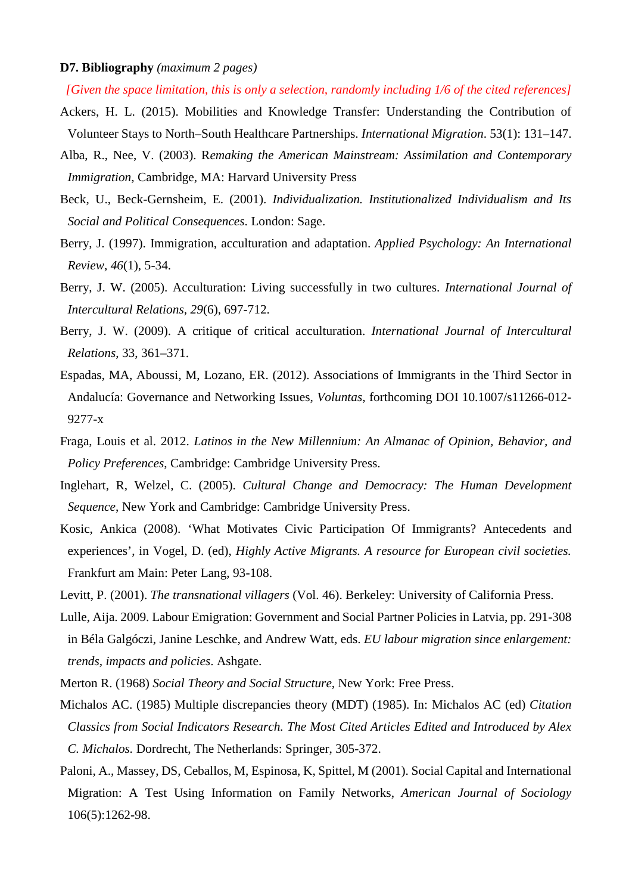**D7. Bibliography** *(maximum 2 pages)*

*[Given the space limitation, this is only a selection, randomly including 1/6 of the cited references]*

Ackers, H. L. (2015). Mobilities and Knowledge Transfer: Understanding the Contribution of Volunteer Stays to North–South Healthcare Partnerships. *International Migration*. 53(1): 131–147.

Alba, R., Nee, V. (2003). R*emaking the American Mainstream: Assimilation and Contemporary Immigration*, Cambridge, MA: Harvard University Press

Beck, U., Beck-Gernsheim, E. (2001). *Individualization. Institutionalized Individualism and Its Social and Political Consequences*. London: Sage.

Berry, J. (1997). Immigration, acculturation and adaptation. *Applied Psychology: An International Review*, *46*(1), 5-34.

Berry, J. W. (2005). Acculturation: Living successfully in two cultures. *International Journal of Intercultural Relations*, *29*(6), 697-712.

Berry, J. W. (2009). A critique of critical acculturation. *International Journal of Intercultural Relations*, 33, 361–371.

Espadas, MA, Aboussi, M, Lozano, ER. (2012). Associations of Immigrants in the Third Sector in Andalucía: Governance and Networking Issues, *Voluntas*, forthcoming DOI 10.1007/s11266-012-9277-x

Fraga, Louis et al. 2012. *Latinos in the New Millennium: An Almanac of Opinion, Behavior, and Policy Preferences*, Cambridge: Cambridge University Press.

Inglehart, R, Welzel, C. (2005). *Cultural Change and Democracy: The Human Development Sequence*, New York and Cambridge: Cambridge University Press.

Kosic, Ankica (2008). 'What Motivates Civic Participation Of Immigrants? Antecedents and experiences', in Vogel, D. (ed), *Highly Active Migrants. A resource for European civil societies.* Frankfurt am Main: Peter Lang, 93-108.

Levitt, P. (2001). *The transnational villagers* (Vol. 46). Berkeley: University of California Press.

Lulle, Aija. 2009. Labour Emigration: Government and Social Partner Policies in Latvia, pp. 291-308 in Béla Galgóczi, Janine Leschke, and Andrew Watt, eds. *EU labour migration since enlargement: trends, impacts and policies*. Ashgate.

Merton R. (1968) *Social Theory and Social Structure,* New York: Free Press.

Michalos AC. (1985) Multiple discrepancies theory (MDT) (1985). In: Michalos AC (ed) *Citation Classics from Social Indicators Research. The Most Cited Articles Edited and Introduced by Alex C. Michalos.* Dordrecht, The Netherlands: Springer, 305-372.

Paloni, A., Massey, DS, Ceballos, M, Espinosa, K, Spittel, M (2001). Social Capital and International Migration: A Test Using Information on Family Networks, *American Journal of Sociology* 106(5):1262-98.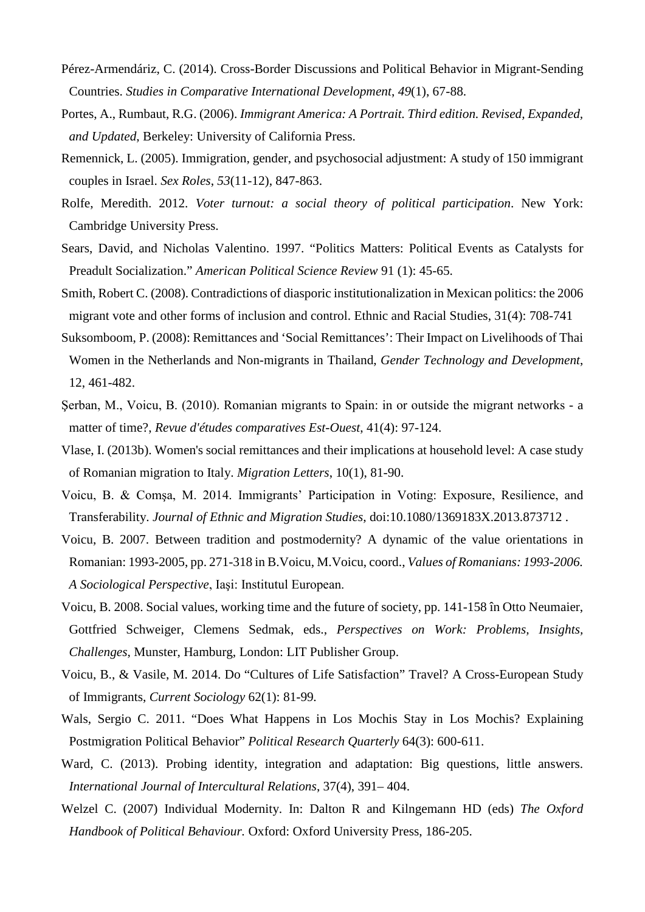Pérez-Armendáriz, C. (2014). Cross-Border Discussions and Political Behavior in Migrant-Sending Countries. *Studies in Comparative International Development*, *49*(1), 67-88.

Portes, A., Rumbaut, R.G. (2006). *Immigrant America: A Portrait. Third edition. Revised, Expanded, and Updated*, Berkeley: University of California Press.

Remennick, L. (2005). Immigration, gender, and psychosocial adjustment: A study of 150 immigrant couples in Israel. *Sex Roles*, *53*(11-12), 847-863.

Rolfe, Meredith. 2012. *Voter turnout: a social theory of political participation*. New York: Cambridge University Press.

Sears, David, and Nicholas Valentino. 1997. "Politics Matters: Political Events as Catalysts for Preadult Socialization." *American Political Science Review* 91 (1): 45-65.

Smith, Robert C. (2008). Contradictions of diasporic institutionalization in Mexican politics: the 2006 migrant vote and other forms of inclusion and control. Ethnic and Racial Studies, 31(4): 708-741

Suksomboom, P. (2008): Remittances and 'Social Remittances': Their Impact on Livelihoods of Thai Women in the Netherlands and Non-migrants in Thailand, *Gender Technology and Development*, 12, 461-482.

Şerban, M., Voicu, B. (2010). Romanian migrants to Spain: in or outside the migrant networks - a matter of time?, *Revue d'études comparatives Est-Ouest*, 41(4): 97-124.

Vlase, I. (2013b). Women's social remittances and their implications at household level: A case study of Romanian migration to Italy. *Migration Letters*, 10(1), 81-90.

Voicu, B. & Comşa, M. 2014. Immigrants' Participation in Voting: Exposure, Resilience, and Transferability. *Journal of Ethnic and Migration Studies*, doi:10.1080/1369183X.2013.873712 .

Voicu, B. 2007. Between tradition and postmodernity? A dynamic of the value orientations in Romanian: 1993-2005, pp. 271-318 in B.Voicu, M.Voicu, coord., *Values of Romanians: 1993-2006. A Sociological Perspective*, Iaşi: Institutul European.

Voicu, B. 2008. Social values, working time and the future of society, pp. 141-158 în Otto Neumaier, Gottfried Schweiger, Clemens Sedmak, eds., *Perspectives on Work: Problems, Insights, Challenges*, Munster, Hamburg, London: LIT Publisher Group.

Voicu, B., & Vasile, M. 2014. Do "Cultures of Life Satisfaction" Travel? A Cross-European Study of Immigrants, *Current Sociology* 62(1): 81-99.

Wals, Sergio C. 2011. "Does What Happens in Los Mochis Stay in Los Mochis? Explaining Postmigration Political Behavior" *Political Research Quarterly* 64(3): 600-611.

Ward, C. (2013). Probing identity, integration and adaptation: Big questions, little answers. *International Journal of Intercultural Relations*, 37(4), 391– 404.

Welzel C. (2007) Individual Modernity. In: Dalton R and Kilngemann HD (eds) *The Oxford Handbook of Political Behaviour.* Oxford: Oxford University Press, 186-205.